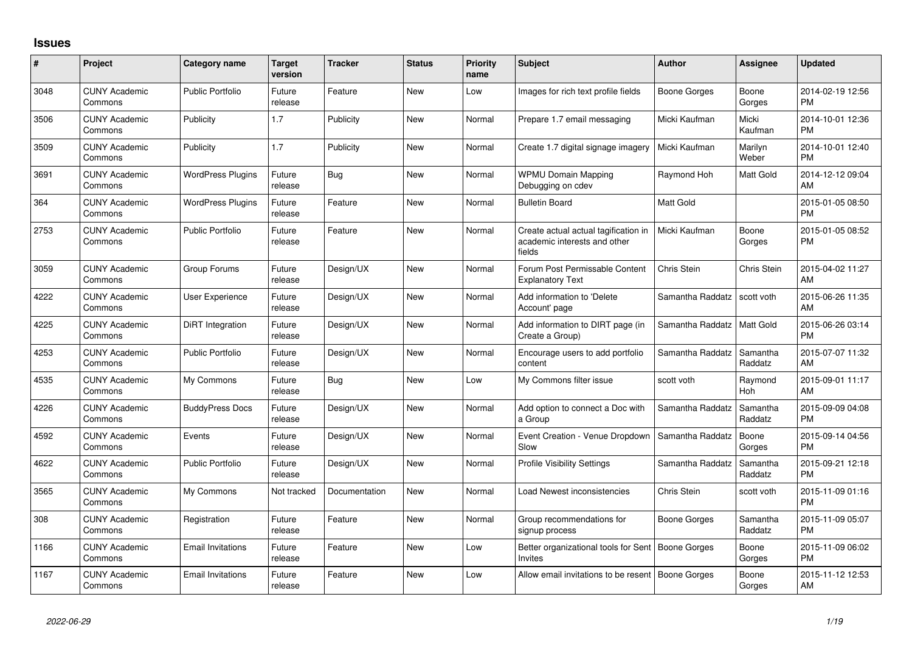# Issues

| # | Project | Category name | Target version | Tracker | Status | Priority name | Subject | Author | Assignee | Updated |
|---|---|---|---|---|---|---|---|---|---|---|
| 3048 | CUNY Academic Commons | Public Portfolio | Future release | Feature | New | Low | Images for rich text profile fields | Boone Gorges | Boone Gorges | 2014-02-19 12:56 PM |
| 3506 | CUNY Academic Commons | Publicity | 1.7 | Publicity | New | Normal | Prepare 1.7 email messaging | Micki Kaufman | Micki Kaufman | 2014-10-01 12:36 PM |
| 3509 | CUNY Academic Commons | Publicity | 1.7 | Publicity | New | Normal | Create 1.7 digital signage imagery | Micki Kaufman | Marilyn Weber | 2014-10-01 12:40 PM |
| 3691 | CUNY Academic Commons | WordPress Plugins | Future release | Bug | New | Normal | WPMU Domain Mapping Debugging on cdev | Raymond Hoh | Matt Gold | 2014-12-12 09:04 AM |
| 364 | CUNY Academic Commons | WordPress Plugins | Future release | Feature | New | Normal | Bulletin Board | Matt Gold | | 2015-01-05 08:50 PM |
| 2753 | CUNY Academic Commons | Public Portfolio | Future release | Feature | New | Normal | Create actual actual tagification in academic interests and other fields | Micki Kaufman | Boone Gorges | 2015-01-05 08:52 PM |
| 3059 | CUNY Academic Commons | Group Forums | Future release | Design/UX | New | Normal | Forum Post Permissable Content Explanatory Text | Chris Stein | Chris Stein | 2015-04-02 11:27 AM |
| 4222 | CUNY Academic Commons | User Experience | Future release | Design/UX | New | Normal | Add information to 'Delete Account' page | Samantha Raddatz | scott voth | 2015-06-26 11:35 AM |
| 4225 | CUNY Academic Commons | DiRT Integration | Future release | Design/UX | New | Normal | Add information to DIRT page (in Create a Group) | Samantha Raddatz | Matt Gold | 2015-06-26 03:14 PM |
| 4253 | CUNY Academic Commons | Public Portfolio | Future release | Design/UX | New | Normal | Encourage users to add portfolio content | Samantha Raddatz | Samantha Raddatz | 2015-07-07 11:32 AM |
| 4535 | CUNY Academic Commons | My Commons | Future release | Bug | New | Low | My Commons filter issue | scott voth | Raymond Hoh | 2015-09-01 11:17 AM |
| 4226 | CUNY Academic Commons | BuddyPress Docs | Future release | Design/UX | New | Normal | Add option to connect a Doc with a Group | Samantha Raddatz | Samantha Raddatz | 2015-09-09 04:08 PM |
| 4592 | CUNY Academic Commons | Events | Future release | Design/UX | New | Normal | Event Creation - Venue Dropdown Slow | Samantha Raddatz | Boone Gorges | 2015-09-14 04:56 PM |
| 4622 | CUNY Academic Commons | Public Portfolio | Future release | Design/UX | New | Normal | Profile Visibility Settings | Samantha Raddatz | Samantha Raddatz | 2015-09-21 12:18 PM |
| 3565 | CUNY Academic Commons | My Commons | Not tracked | Documentation | New | Normal | Load Newest inconsistencies | Chris Stein | scott voth | 2015-11-09 01:16 PM |
| 308 | CUNY Academic Commons | Registration | Future release | Feature | New | Normal | Group recommendations for signup process | Boone Gorges | Samantha Raddatz | 2015-11-09 05:07 PM |
| 1166 | CUNY Academic Commons | Email Invitations | Future release | Feature | New | Low | Better organizational tools for Sent Invites | Boone Gorges | Boone Gorges | 2015-11-09 06:02 PM |
| 1167 | CUNY Academic Commons | Email Invitations | Future release | Feature | New | Low | Allow email invitations to be resent | Boone Gorges | Boone Gorges | 2015-11-12 12:53 AM |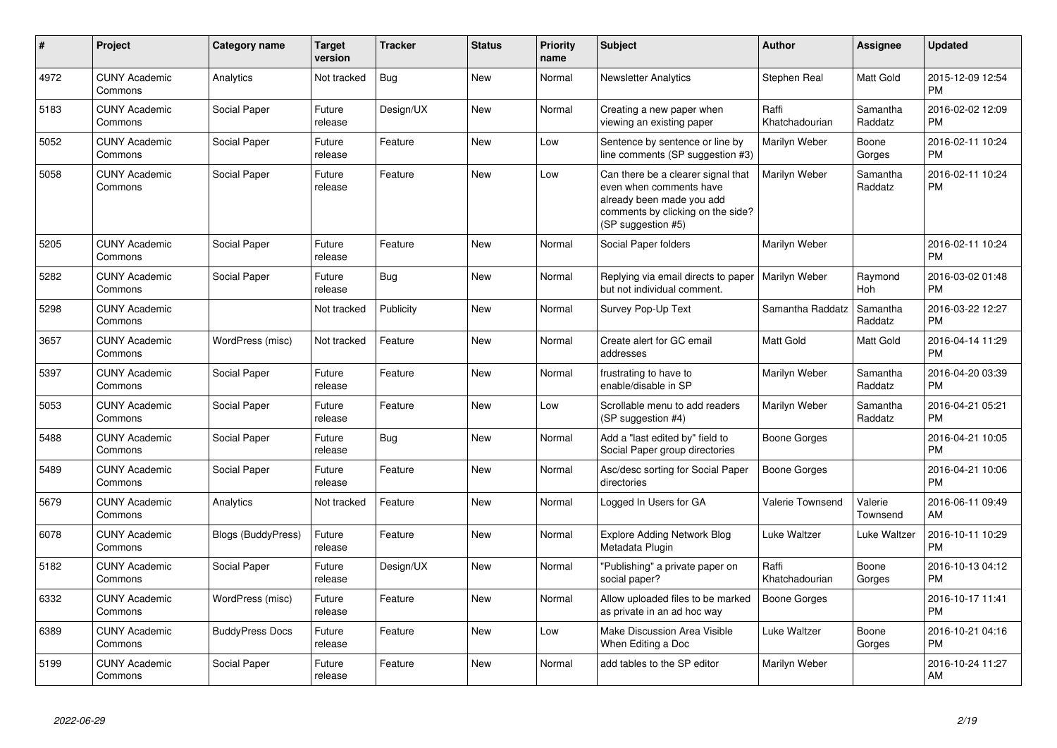| # | Project | Category name | Target version | Tracker | Status | Priority name | Subject | Author | Assignee | Updated |
|---|---|---|---|---|---|---|---|---|---|---|
| 4972 | CUNY Academic Commons | Analytics | Not tracked | Bug | New | Normal | Newsletter Analytics | Stephen Real | Matt Gold | 2015-12-09 12:54 PM |
| 5183 | CUNY Academic Commons | Social Paper | Future release | Design/UX | New | Normal | Creating a new paper when viewing an existing paper | Raffi Khatchadourian | Samantha Raddatz | 2016-02-02 12:09 PM |
| 5052 | CUNY Academic Commons | Social Paper | Future release | Feature | New | Low | Sentence by sentence or line by line comments (SP suggestion #3) | Marilyn Weber | Boone Gorges | 2016-02-11 10:24 PM |
| 5058 | CUNY Academic Commons | Social Paper | Future release | Feature | New | Low | Can there be a clearer signal that even when comments have already been made you add comments by clicking on the side? (SP suggestion #5) | Marilyn Weber | Samantha Raddatz | 2016-02-11 10:24 PM |
| 5205 | CUNY Academic Commons | Social Paper | Future release | Feature | New | Normal | Social Paper folders | Marilyn Weber | | 2016-02-11 10:24 PM |
| 5282 | CUNY Academic Commons | Social Paper | Future release | Bug | New | Normal | Replying via email directs to paper but not individual comment. | Marilyn Weber | Raymond Hoh | 2016-03-02 01:48 PM |
| 5298 | CUNY Academic Commons | | Not tracked | Publicity | New | Normal | Survey Pop-Up Text | Samantha Raddatz | Samantha Raddatz | 2016-03-22 12:27 PM |
| 3657 | CUNY Academic Commons | WordPress (misc) | Not tracked | Feature | New | Normal | Create alert for GC email addresses | Matt Gold | Matt Gold | 2016-04-14 11:29 PM |
| 5397 | CUNY Academic Commons | Social Paper | Future release | Feature | New | Normal | frustrating to have to enable/disable in SP | Marilyn Weber | Samantha Raddatz | 2016-04-20 03:39 PM |
| 5053 | CUNY Academic Commons | Social Paper | Future release | Feature | New | Low | Scrollable menu to add readers (SP suggestion #4) | Marilyn Weber | Samantha Raddatz | 2016-04-21 05:21 PM |
| 5488 | CUNY Academic Commons | Social Paper | Future release | Bug | New | Normal | Add a "last edited by" field to Social Paper group directories | Boone Gorges | | 2016-04-21 10:05 PM |
| 5489 | CUNY Academic Commons | Social Paper | Future release | Feature | New | Normal | Asc/desc sorting for Social Paper directories | Boone Gorges | | 2016-04-21 10:06 PM |
| 5679 | CUNY Academic Commons | Analytics | Not tracked | Feature | New | Normal | Logged In Users for GA | Valerie Townsend | Valerie Townsend | 2016-06-11 09:49 AM |
| 6078 | CUNY Academic Commons | Blogs (BuddyPress) | Future release | Feature | New | Normal | Explore Adding Network Blog Metadata Plugin | Luke Waltzer | Luke Waltzer | 2016-10-11 10:29 PM |
| 5182 | CUNY Academic Commons | Social Paper | Future release | Design/UX | New | Normal | "Publishing" a private paper on social paper? | Raffi Khatchadourian | Boone Gorges | 2016-10-13 04:12 PM |
| 6332 | CUNY Academic Commons | WordPress (misc) | Future release | Feature | New | Normal | Allow uploaded files to be marked as private in an ad hoc way | Boone Gorges | | 2016-10-17 11:41 PM |
| 6389 | CUNY Academic Commons | BuddyPress Docs | Future release | Feature | New | Low | Make Discussion Area Visible When Editing a Doc | Luke Waltzer | Boone Gorges | 2016-10-21 04:16 PM |
| 5199 | CUNY Academic Commons | Social Paper | Future release | Feature | New | Normal | add tables to the SP editor | Marilyn Weber | | 2016-10-24 11:27 AM |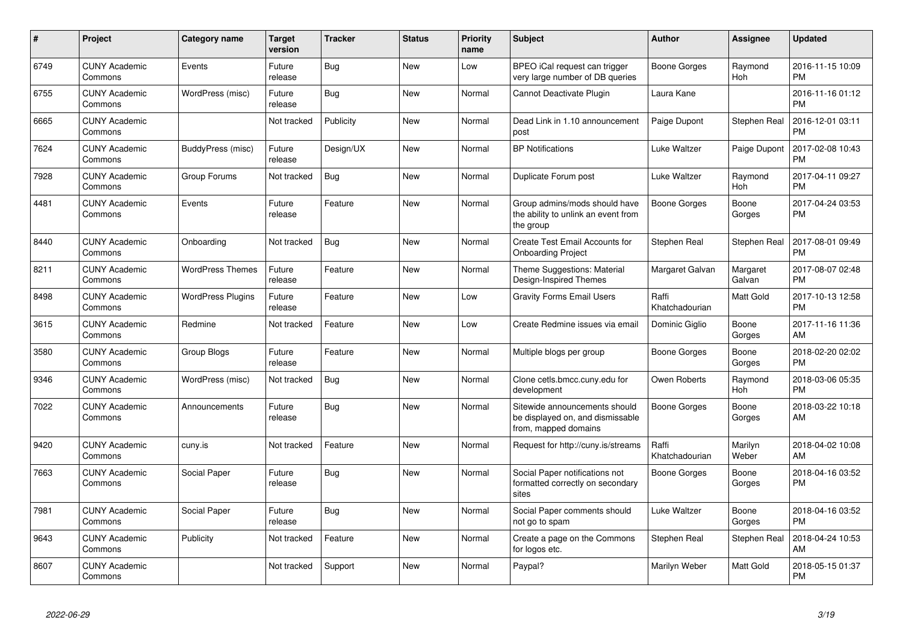| # | Project | Category name | Target version | Tracker | Status | Priority name | Subject | Author | Assignee | Updated |
|---|---|---|---|---|---|---|---|---|---|---|
| 6749 | CUNY Academic Commons | Events | Future release | Bug | New | Low | BPEO iCal request can trigger very large number of DB queries | Boone Gorges | Raymond Hoh | 2016-11-15 10:09 PM |
| 6755 | CUNY Academic Commons | WordPress (misc) | Future release | Bug | New | Normal | Cannot Deactivate Plugin | Laura Kane | | 2016-11-16 01:12 PM |
| 6665 | CUNY Academic Commons | | Not tracked | Publicity | New | Normal | Dead Link in 1.10 announcement post | Paige Dupont | Stephen Real | 2016-12-01 03:11 PM |
| 7624 | CUNY Academic Commons | BuddyPress (misc) | Future release | Design/UX | New | Normal | BP Notifications | Luke Waltzer | Paige Dupont | 2017-02-08 10:43 PM |
| 7928 | CUNY Academic Commons | Group Forums | Not tracked | Bug | New | Normal | Duplicate Forum post | Luke Waltzer | Raymond Hoh | 2017-04-11 09:27 PM |
| 4481 | CUNY Academic Commons | Events | Future release | Feature | New | Normal | Group admins/mods should have the ability to unlink an event from the group | Boone Gorges | Boone Gorges | 2017-04-24 03:53 PM |
| 8440 | CUNY Academic Commons | Onboarding | Not tracked | Bug | New | Normal | Create Test Email Accounts for Onboarding Project | Stephen Real | Stephen Real | 2017-08-01 09:49 PM |
| 8211 | CUNY Academic Commons | WordPress Themes | Future release | Feature | New | Normal | Theme Suggestions: Material Design-Inspired Themes | Margaret Galvan | Margaret Galvan | 2017-08-07 02:48 PM |
| 8498 | CUNY Academic Commons | WordPress Plugins | Future release | Feature | New | Low | Gravity Forms Email Users | Raffi Khatchadourian | Matt Gold | 2017-10-13 12:58 PM |
| 3615 | CUNY Academic Commons | Redmine | Not tracked | Feature | New | Low | Create Redmine issues via email | Dominic Giglio | Boone Gorges | 2017-11-16 11:36 AM |
| 3580 | CUNY Academic Commons | Group Blogs | Future release | Feature | New | Normal | Multiple blogs per group | Boone Gorges | Boone Gorges | 2018-02-20 02:02 PM |
| 9346 | CUNY Academic Commons | WordPress (misc) | Not tracked | Bug | New | Normal | Clone cetls.bmcc.cuny.edu for development | Owen Roberts | Raymond Hoh | 2018-03-06 05:35 PM |
| 7022 | CUNY Academic Commons | Announcements | Future release | Bug | New | Normal | Sitewide announcements should be displayed on, and dismissable from, mapped domains | Boone Gorges | Boone Gorges | 2018-03-22 10:18 AM |
| 9420 | CUNY Academic Commons | cuny.is | Not tracked | Feature | New | Normal | Request for http://cuny.is/streams | Raffi Khatchadourian | Marilyn Weber | 2018-04-02 10:08 AM |
| 7663 | CUNY Academic Commons | Social Paper | Future release | Bug | New | Normal | Social Paper notifications not formatted correctly on secondary sites | Boone Gorges | Boone Gorges | 2018-04-16 03:52 PM |
| 7981 | CUNY Academic Commons | Social Paper | Future release | Bug | New | Normal | Social Paper comments should not go to spam | Luke Waltzer | Boone Gorges | 2018-04-16 03:52 PM |
| 9643 | CUNY Academic Commons | Publicity | Not tracked | Feature | New | Normal | Create a page on the Commons for logos etc. | Stephen Real | Stephen Real | 2018-04-24 10:53 AM |
| 8607 | CUNY Academic Commons | | Not tracked | Support | New | Normal | Paypal? | Marilyn Weber | Matt Gold | 2018-05-15 01:37 PM |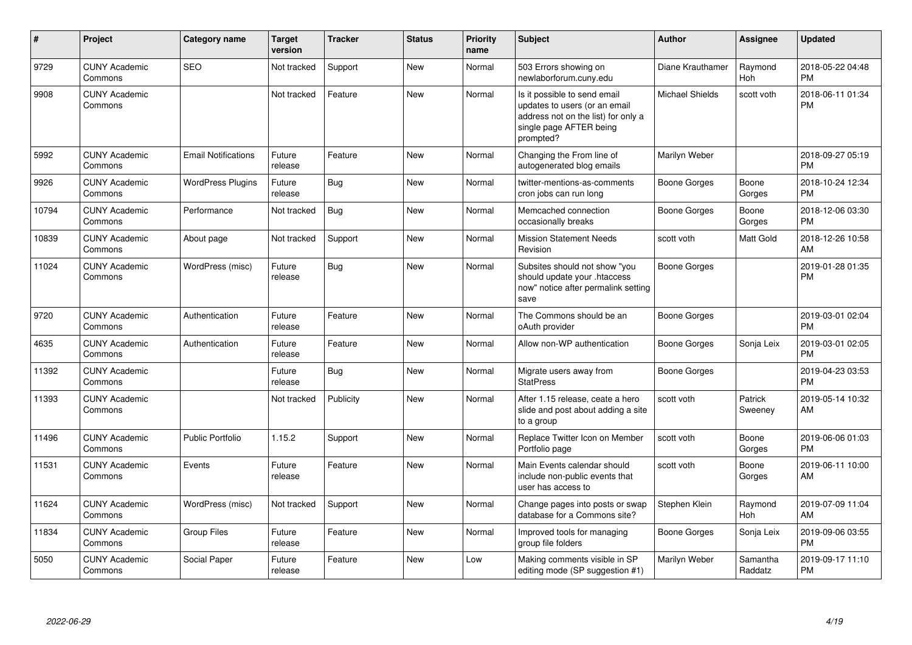| # | Project | Category name | Target version | Tracker | Status | Priority name | Subject | Author | Assignee | Updated |
|---|---|---|---|---|---|---|---|---|---|---|
| 9729 | CUNY Academic Commons | SEO | Not tracked | Support | New | Normal | 503 Errors showing on newlaborforum.cuny.edu | Diane Krauthamer | Raymond Hoh | 2018-05-22 04:48 PM |
| 9908 | CUNY Academic Commons | | Not tracked | Feature | New | Normal | Is it possible to send email updates to users (or an email address not on the list) for only a single page AFTER being prompted? | Michael Shields | scott voth | 2018-06-11 01:34 PM |
| 5992 | CUNY Academic Commons | Email Notifications | Future release | Feature | New | Normal | Changing the From line of autogenerated blog emails | Marilyn Weber | | 2018-09-27 05:19 PM |
| 9926 | CUNY Academic Commons | WordPress Plugins | Future release | Bug | New | Normal | twitter-mentions-as-comments cron jobs can run long | Boone Gorges | Boone Gorges | 2018-10-24 12:34 PM |
| 10794 | CUNY Academic Commons | Performance | Not tracked | Bug | New | Normal | Memcached connection occasionally breaks | Boone Gorges | Boone Gorges | 2018-12-06 03:30 PM |
| 10839 | CUNY Academic Commons | About page | Not tracked | Support | New | Normal | Mission Statement Needs Revision | scott voth | Matt Gold | 2018-12-26 10:58 AM |
| 11024 | CUNY Academic Commons | WordPress (misc) | Future release | Bug | New | Normal | Subsites should not show "you should update your .htaccess now" notice after permalink setting save | Boone Gorges | | 2019-01-28 01:35 PM |
| 9720 | CUNY Academic Commons | Authentication | Future release | Feature | New | Normal | The Commons should be an oAuth provider | Boone Gorges | | 2019-03-01 02:04 PM |
| 4635 | CUNY Academic Commons | Authentication | Future release | Feature | New | Normal | Allow non-WP authentication | Boone Gorges | Sonja Leix | 2019-03-01 02:05 PM |
| 11392 | CUNY Academic Commons | | Future release | Bug | New | Normal | Migrate users away from StatPress | Boone Gorges | | 2019-04-23 03:53 PM |
| 11393 | CUNY Academic Commons | | Not tracked | Publicity | New | Normal | After 1.15 release, ceate a hero slide and post about adding a site to a group | scott voth | Patrick Sweeney | 2019-05-14 10:32 AM |
| 11496 | CUNY Academic Commons | Public Portfolio | 1.15.2 | Support | New | Normal | Replace Twitter Icon on Member Portfolio page | scott voth | Boone Gorges | 2019-06-06 01:03 PM |
| 11531 | CUNY Academic Commons | Events | Future release | Feature | New | Normal | Main Events calendar should include non-public events that user has access to | scott voth | Boone Gorges | 2019-06-11 10:00 AM |
| 11624 | CUNY Academic Commons | WordPress (misc) | Not tracked | Support | New | Normal | Change pages into posts or swap database for a Commons site? | Stephen Klein | Raymond Hoh | 2019-07-09 11:04 AM |
| 11834 | CUNY Academic Commons | Group Files | Future release | Feature | New | Normal | Improved tools for managing group file folders | Boone Gorges | Sonja Leix | 2019-09-06 03:55 PM |
| 5050 | CUNY Academic Commons | Social Paper | Future release | Feature | New | Low | Making comments visible in SP editing mode (SP suggestion #1) | Marilyn Weber | Samantha Raddatz | 2019-09-17 11:10 PM |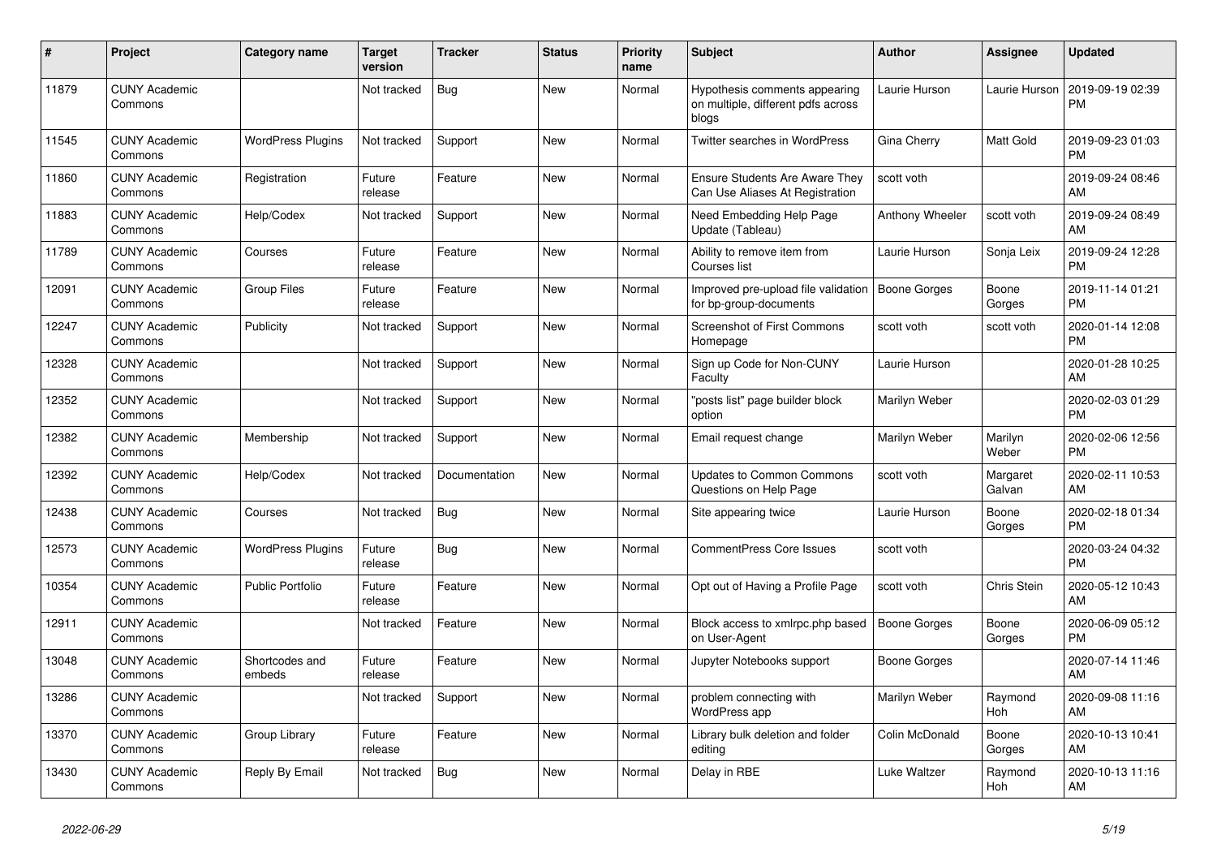| # | Project | Category name | Target version | Tracker | Status | Priority name | Subject | Author | Assignee | Updated |
|---|---|---|---|---|---|---|---|---|---|---|
| 11879 | CUNY Academic Commons | | Not tracked | Bug | New | Normal | Hypothesis comments appearing on multiple, different pdfs across blogs | Laurie Hurson | Laurie Hurson | 2019-09-19 02:39 PM |
| 11545 | CUNY Academic Commons | WordPress Plugins | Not tracked | Support | New | Normal | Twitter searches in WordPress | Gina Cherry | Matt Gold | 2019-09-23 01:03 PM |
| 11860 | CUNY Academic Commons | Registration | Future release | Feature | New | Normal | Ensure Students Are Aware They Can Use Aliases At Registration | scott voth | | 2019-09-24 08:46 AM |
| 11883 | CUNY Academic Commons | Help/Codex | Not tracked | Support | New | Normal | Need Embedding Help Page Update (Tableau) | Anthony Wheeler | scott voth | 2019-09-24 08:49 AM |
| 11789 | CUNY Academic Commons | Courses | Future release | Feature | New | Normal | Ability to remove item from Courses list | Laurie Hurson | Sonja Leix | 2019-09-24 12:28 PM |
| 12091 | CUNY Academic Commons | Group Files | Future release | Feature | New | Normal | Improved pre-upload file validation for bp-group-documents | Boone Gorges | Boone Gorges | 2019-11-14 01:21 PM |
| 12247 | CUNY Academic Commons | Publicity | Not tracked | Support | New | Normal | Screenshot of First Commons Homepage | scott voth | scott voth | 2020-01-14 12:08 PM |
| 12328 | CUNY Academic Commons | | Not tracked | Support | New | Normal | Sign up Code for Non-CUNY Faculty | Laurie Hurson | | 2020-01-28 10:25 AM |
| 12352 | CUNY Academic Commons | | Not tracked | Support | New | Normal | "posts list" page builder block option | Marilyn Weber | | 2020-02-03 01:29 PM |
| 12382 | CUNY Academic Commons | Membership | Not tracked | Support | New | Normal | Email request change | Marilyn Weber | Marilyn Weber | 2020-02-06 12:56 PM |
| 12392 | CUNY Academic Commons | Help/Codex | Not tracked | Documentation | New | Normal | Updates to Common Commons Questions on Help Page | scott voth | Margaret Galvan | 2020-02-11 10:53 AM |
| 12438 | CUNY Academic Commons | Courses | Not tracked | Bug | New | Normal | Site appearing twice | Laurie Hurson | Boone Gorges | 2020-02-18 01:34 PM |
| 12573 | CUNY Academic Commons | WordPress Plugins | Future release | Bug | New | Normal | CommentPress Core Issues | scott voth | | 2020-03-24 04:32 PM |
| 10354 | CUNY Academic Commons | Public Portfolio | Future release | Feature | New | Normal | Opt out of Having a Profile Page | scott voth | Chris Stein | 2020-05-12 10:43 AM |
| 12911 | CUNY Academic Commons | | Not tracked | Feature | New | Normal | Block access to xmlrpc.php based on User-Agent | Boone Gorges | Boone Gorges | 2020-06-09 05:12 PM |
| 13048 | CUNY Academic Commons | Shortcodes and embeds | Future release | Feature | New | Normal | Jupyter Notebooks support | Boone Gorges | | 2020-07-14 11:46 AM |
| 13286 | CUNY Academic Commons | | Not tracked | Support | New | Normal | problem connecting with WordPress app | Marilyn Weber | Raymond Hoh | 2020-09-08 11:16 AM |
| 13370 | CUNY Academic Commons | Group Library | Future release | Feature | New | Normal | Library bulk deletion and folder editing | Colin McDonald | Boone Gorges | 2020-10-13 10:41 AM |
| 13430 | CUNY Academic Commons | Reply By Email | Not tracked | Bug | New | Normal | Delay in RBE | Luke Waltzer | Raymond Hoh | 2020-10-13 11:16 AM |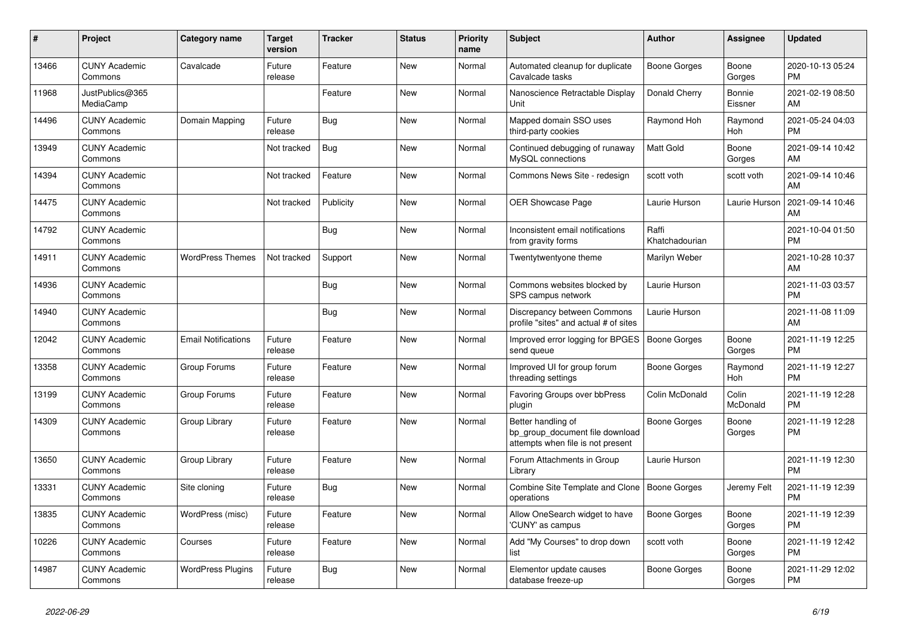| # | Project | Category name | Target version | Tracker | Status | Priority name | Subject | Author | Assignee | Updated |
|---|---|---|---|---|---|---|---|---|---|---|
| 13466 | CUNY Academic Commons | Cavalcade | Future release | Feature | New | Normal | Automated cleanup for duplicate Cavalcade tasks | Boone Gorges | Boone Gorges | 2020-10-13 05:24 PM |
| 11968 | JustPublics@365 MediaCamp | | | Feature | New | Normal | Nanoscience Retractable Display Unit | Donald Cherry | Bonnie Eissner | 2021-02-19 08:50 AM |
| 14496 | CUNY Academic Commons | Domain Mapping | Future release | Bug | New | Normal | Mapped domain SSO uses third-party cookies | Raymond Hoh | Raymond Hoh | 2021-05-24 04:03 PM |
| 13949 | CUNY Academic Commons | | Not tracked | Bug | New | Normal | Continued debugging of runaway MySQL connections | Matt Gold | Boone Gorges | 2021-09-14 10:42 AM |
| 14394 | CUNY Academic Commons | | Not tracked | Feature | New | Normal | Commons News Site - redesign | scott voth | scott voth | 2021-09-14 10:46 AM |
| 14475 | CUNY Academic Commons | | Not tracked | Publicity | New | Normal | OER Showcase Page | Laurie Hurson | Laurie Hurson | 2021-09-14 10:46 AM |
| 14792 | CUNY Academic Commons | | | Bug | New | Normal | Inconsistent email notifications from gravity forms | Raffi Khatchadourian | | 2021-10-04 01:50 PM |
| 14911 | CUNY Academic Commons | WordPress Themes | Not tracked | Support | New | Normal | Twentytwentyone theme | Marilyn Weber | | 2021-10-28 10:37 AM |
| 14936 | CUNY Academic Commons | | | Bug | New | Normal | Commons websites blocked by SPS campus network | Laurie Hurson | | 2021-11-03 03:57 PM |
| 14940 | CUNY Academic Commons | | | Bug | New | Normal | Discrepancy between Commons profile "sites" and actual # of sites | Laurie Hurson | | 2021-11-08 11:09 AM |
| 12042 | CUNY Academic Commons | Email Notifications | Future release | Feature | New | Normal | Improved error logging for BPGES send queue | Boone Gorges | Boone Gorges | 2021-11-19 12:25 PM |
| 13358 | CUNY Academic Commons | Group Forums | Future release | Feature | New | Normal | Improved UI for group forum threading settings | Boone Gorges | Raymond Hoh | 2021-11-19 12:27 PM |
| 13199 | CUNY Academic Commons | Group Forums | Future release | Feature | New | Normal | Favoring Groups over bbPress plugin | Colin McDonald | Colin McDonald | 2021-11-19 12:28 PM |
| 14309 | CUNY Academic Commons | Group Library | Future release | Feature | New | Normal | Better handling of bp_group_document file download attempts when file is not present | Boone Gorges | Boone Gorges | 2021-11-19 12:28 PM |
| 13650 | CUNY Academic Commons | Group Library | Future release | Feature | New | Normal | Forum Attachments in Group Library | Laurie Hurson | | 2021-11-19 12:30 PM |
| 13331 | CUNY Academic Commons | Site cloning | Future release | Bug | New | Normal | Combine Site Template and Clone operations | Boone Gorges | Jeremy Felt | 2021-11-19 12:39 PM |
| 13835 | CUNY Academic Commons | WordPress (misc) | Future release | Feature | New | Normal | Allow OneSearch widget to have 'CUNY' as campus | Boone Gorges | Boone Gorges | 2021-11-19 12:39 PM |
| 10226 | CUNY Academic Commons | Courses | Future release | Feature | New | Normal | Add "My Courses" to drop down list | scott voth | Boone Gorges | 2021-11-19 12:42 PM |
| 14987 | CUNY Academic Commons | WordPress Plugins | Future release | Bug | New | Normal | Elementor update causes database freeze-up | Boone Gorges | Boone Gorges | 2021-11-29 12:02 PM |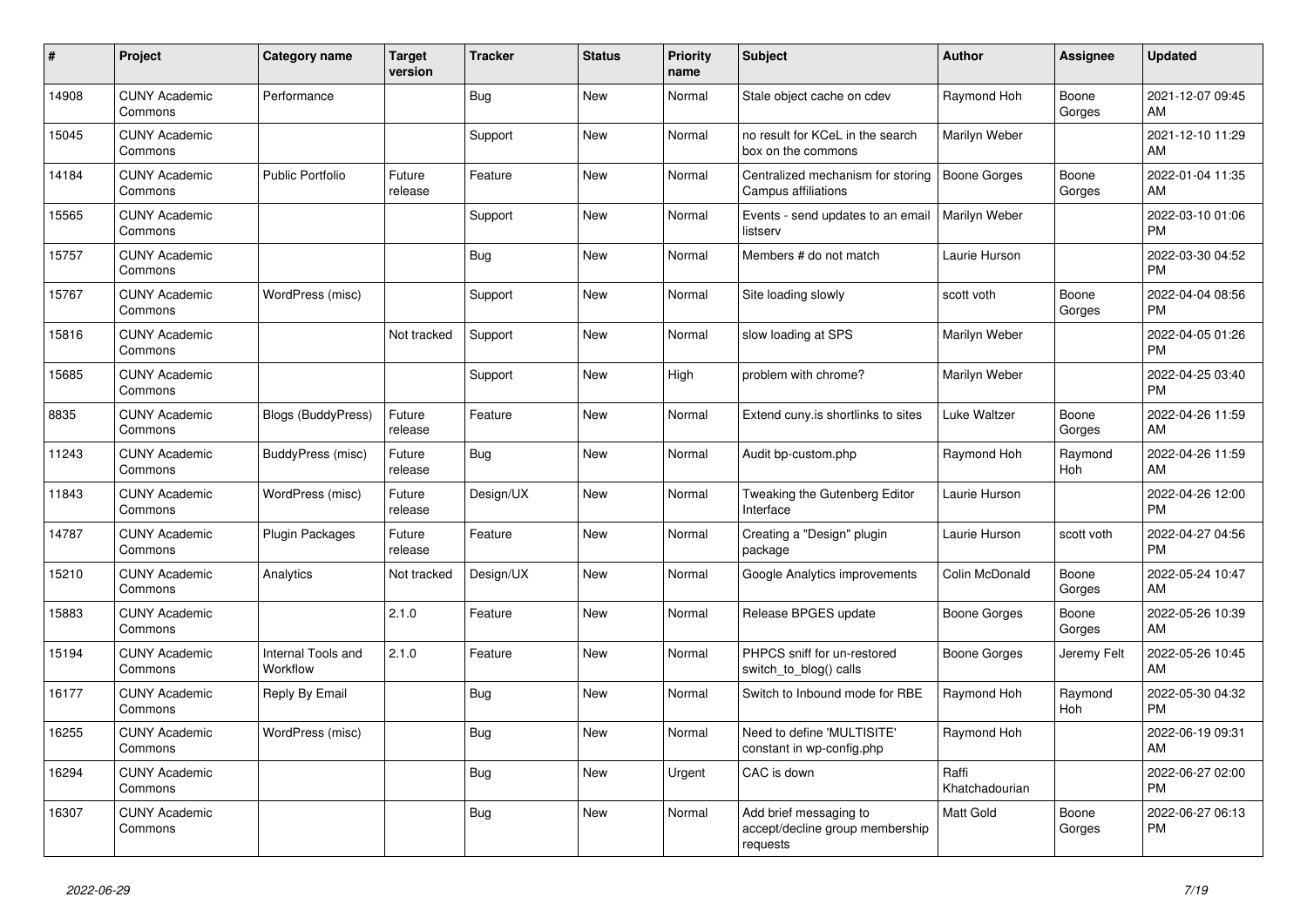| # | Project | Category name | Target version | Tracker | Status | Priority name | Subject | Author | Assignee | Updated |
|---|---|---|---|---|---|---|---|---|---|---|
| 14908 | CUNY Academic Commons | Performance | | Bug | New | Normal | Stale object cache on cdev | Raymond Hoh | Boone Gorges | 2021-12-07 09:45 AM |
| 15045 | CUNY Academic Commons | | | Support | New | Normal | no result for KCeL in the search box on the commons | Marilyn Weber | | 2021-12-10 11:29 AM |
| 14184 | CUNY Academic Commons | Public Portfolio | Future release | Feature | New | Normal | Centralized mechanism for storing Campus affiliations | Boone Gorges | Boone Gorges | 2022-01-04 11:35 AM |
| 15565 | CUNY Academic Commons | | | Support | New | Normal | Events - send updates to an email listserv | Marilyn Weber | | 2022-03-10 01:06 PM |
| 15757 | CUNY Academic Commons | | | Bug | New | Normal | Members # do not match | Laurie Hurson | | 2022-03-30 04:52 PM |
| 15767 | CUNY Academic Commons | WordPress (misc) | | Support | New | Normal | Site loading slowly | scott voth | Boone Gorges | 2022-04-04 08:56 PM |
| 15816 | CUNY Academic Commons | | Not tracked | Support | New | Normal | slow loading at SPS | Marilyn Weber | | 2022-04-05 01:26 PM |
| 15685 | CUNY Academic Commons | | | Support | New | High | problem with chrome? | Marilyn Weber | | 2022-04-25 03:40 PM |
| 8835 | CUNY Academic Commons | Blogs (BuddyPress) | Future release | Feature | New | Normal | Extend cuny.is shortlinks to sites | Luke Waltzer | Boone Gorges | 2022-04-26 11:59 AM |
| 11243 | CUNY Academic Commons | BuddyPress (misc) | Future release | Bug | New | Normal | Audit bp-custom.php | Raymond Hoh | Raymond Hoh | 2022-04-26 11:59 AM |
| 11843 | CUNY Academic Commons | WordPress (misc) | Future release | Design/UX | New | Normal | Tweaking the Gutenberg Editor Interface | Laurie Hurson | | 2022-04-26 12:00 PM |
| 14787 | CUNY Academic Commons | Plugin Packages | Future release | Feature | New | Normal | Creating a "Design" plugin package | Laurie Hurson | scott voth | 2022-04-27 04:56 PM |
| 15210 | CUNY Academic Commons | Analytics | Not tracked | Design/UX | New | Normal | Google Analytics improvements | Colin McDonald | Boone Gorges | 2022-05-24 10:47 AM |
| 15883 | CUNY Academic Commons | | 2.1.0 | Feature | New | Normal | Release BPGES update | Boone Gorges | Boone Gorges | 2022-05-26 10:39 AM |
| 15194 | CUNY Academic Commons | Internal Tools and Workflow | 2.1.0 | Feature | New | Normal | PHPCS sniff for un-restored switch_to_blog() calls | Boone Gorges | Jeremy Felt | 2022-05-26 10:45 AM |
| 16177 | CUNY Academic Commons | Reply By Email | | Bug | New | Normal | Switch to Inbound mode for RBE | Raymond Hoh | Raymond Hoh | 2022-05-30 04:32 PM |
| 16255 | CUNY Academic Commons | WordPress (misc) | | Bug | New | Normal | Need to define 'MULTISITE' constant in wp-config.php | Raymond Hoh | | 2022-06-19 09:31 AM |
| 16294 | CUNY Academic Commons | | | Bug | New | Urgent | CAC is down | Raffi Khatchadourian | | 2022-06-27 02:00 PM |
| 16307 | CUNY Academic Commons | | | Bug | New | Normal | Add brief messaging to accept/decline group membership requests | Matt Gold | Boone Gorges | 2022-06-27 06:13 PM |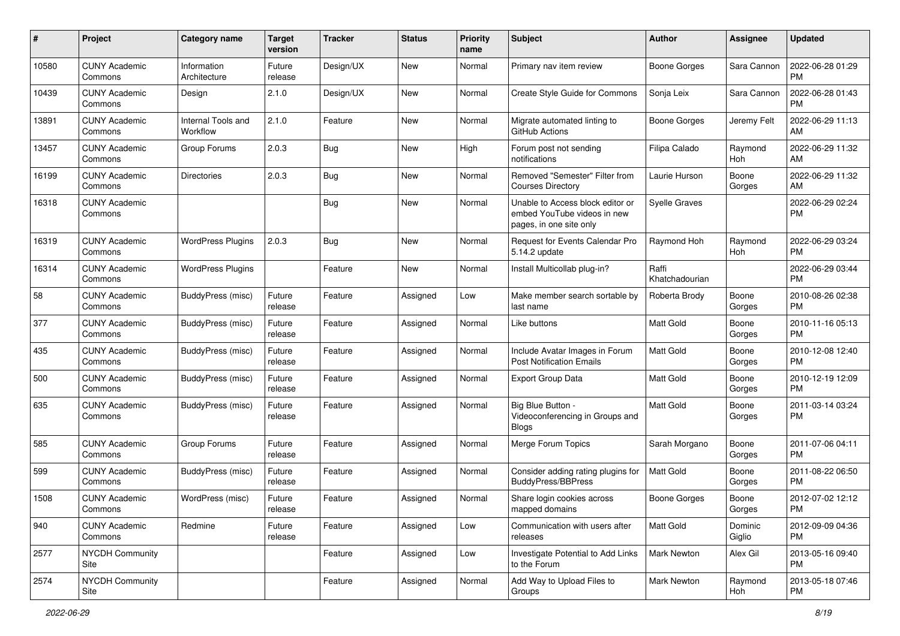| # | Project | Category name | Target version | Tracker | Status | Priority name | Subject | Author | Assignee | Updated |
|---|---|---|---|---|---|---|---|---|---|---|
| 10580 | CUNY Academic Commons | Information Architecture | Future release | Design/UX | New | Normal | Primary nav item review | Boone Gorges | Sara Cannon | 2022-06-28 01:29 PM |
| 10439 | CUNY Academic Commons | Design | 2.1.0 | Design/UX | New | Normal | Create Style Guide for Commons | Sonja Leix | Sara Cannon | 2022-06-28 01:43 PM |
| 13891 | CUNY Academic Commons | Internal Tools and Workflow | 2.1.0 | Feature | New | Normal | Migrate automated linting to GitHub Actions | Boone Gorges | Jeremy Felt | 2022-06-29 11:13 AM |
| 13457 | CUNY Academic Commons | Group Forums | 2.0.3 | Bug | New | High | Forum post not sending notifications | Filipa Calado | Raymond Hoh | 2022-06-29 11:32 AM |
| 16199 | CUNY Academic Commons | Directories | 2.0.3 | Bug | New | Normal | Removed "Semester" Filter from Courses Directory | Laurie Hurson | Boone Gorges | 2022-06-29 11:32 AM |
| 16318 | CUNY Academic Commons | | | Bug | New | Normal | Unable to Access block editor or embed YouTube videos in new pages, in one site only | Syelle Graves | | 2022-06-29 02:24 PM |
| 16319 | CUNY Academic Commons | WordPress Plugins | 2.0.3 | Bug | New | Normal | Request for Events Calendar Pro 5.14.2 update | Raymond Hoh | Raymond Hoh | 2022-06-29 03:24 PM |
| 16314 | CUNY Academic Commons | WordPress Plugins | | Feature | New | Normal | Install Multicollab plug-in? | Raffi Khatchadourian | | 2022-06-29 03:44 PM |
| 58 | CUNY Academic Commons | BuddyPress (misc) | Future release | Feature | Assigned | Low | Make member search sortable by last name | Roberta Brody | Boone Gorges | 2010-08-26 02:38 PM |
| 377 | CUNY Academic Commons | BuddyPress (misc) | Future release | Feature | Assigned | Normal | Like buttons | Matt Gold | Boone Gorges | 2010-11-16 05:13 PM |
| 435 | CUNY Academic Commons | BuddyPress (misc) | Future release | Feature | Assigned | Normal | Include Avatar Images in Forum Post Notification Emails | Matt Gold | Boone Gorges | 2010-12-08 12:40 PM |
| 500 | CUNY Academic Commons | BuddyPress (misc) | Future release | Feature | Assigned | Normal | Export Group Data | Matt Gold | Boone Gorges | 2010-12-19 12:09 PM |
| 635 | CUNY Academic Commons | BuddyPress (misc) | Future release | Feature | Assigned | Normal | Big Blue Button - Videoconferencing in Groups and Blogs | Matt Gold | Boone Gorges | 2011-03-14 03:24 PM |
| 585 | CUNY Academic Commons | Group Forums | Future release | Feature | Assigned | Normal | Merge Forum Topics | Sarah Morgano | Boone Gorges | 2011-07-06 04:11 PM |
| 599 | CUNY Academic Commons | BuddyPress (misc) | Future release | Feature | Assigned | Normal | Consider adding rating plugins for BuddyPress/BBPress | Matt Gold | Boone Gorges | 2011-08-22 06:50 PM |
| 1508 | CUNY Academic Commons | WordPress (misc) | Future release | Feature | Assigned | Normal | Share login cookies across mapped domains | Boone Gorges | Boone Gorges | 2012-07-02 12:12 PM |
| 940 | CUNY Academic Commons | Redmine | Future release | Feature | Assigned | Low | Communication with users after releases | Matt Gold | Dominic Giglio | 2012-09-09 04:36 PM |
| 2577 | NYCDH Community Site | | | Feature | Assigned | Low | Investigate Potential to Add Links to the Forum | Mark Newton | Alex Gil | 2013-05-16 09:40 PM |
| 2574 | NYCDH Community Site | | | Feature | Assigned | Normal | Add Way to Upload Files to Groups | Mark Newton | Raymond Hoh | 2013-05-18 07:46 PM |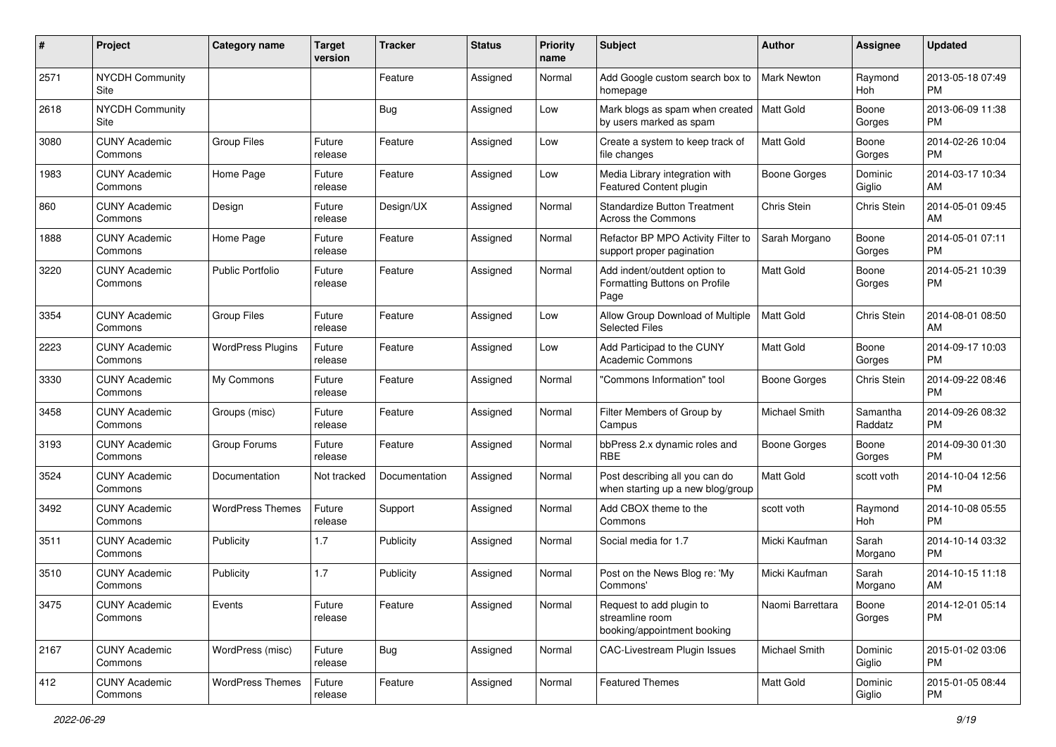| # | Project | Category name | Target version | Tracker | Status | Priority name | Subject | Author | Assignee | Updated |
|---|---|---|---|---|---|---|---|---|---|---|
| 2571 | NYCDH Community Site | | | Feature | Assigned | Normal | Add Google custom search box to homepage | Mark Newton | Raymond Hoh | 2013-05-18 07:49 PM |
| 2618 | NYCDH Community Site | | | Bug | Assigned | Low | Mark blogs as spam when created by users marked as spam | Matt Gold | Boone Gorges | 2013-06-09 11:38 PM |
| 3080 | CUNY Academic Commons | Group Files | Future release | Feature | Assigned | Low | Create a system to keep track of file changes | Matt Gold | Boone Gorges | 2014-02-26 10:04 PM |
| 1983 | CUNY Academic Commons | Home Page | Future release | Feature | Assigned | Low | Media Library integration with Featured Content plugin | Boone Gorges | Dominic Giglio | 2014-03-17 10:34 AM |
| 860 | CUNY Academic Commons | Design | Future release | Design/UX | Assigned | Normal | Standardize Button Treatment Across the Commons | Chris Stein | Chris Stein | 2014-05-01 09:45 AM |
| 1888 | CUNY Academic Commons | Home Page | Future release | Feature | Assigned | Normal | Refactor BP MPO Activity Filter to support proper pagination | Sarah Morgano | Boone Gorges | 2014-05-01 07:11 PM |
| 3220 | CUNY Academic Commons | Public Portfolio | Future release | Feature | Assigned | Normal | Add indent/outdent option to Formatting Buttons on Profile Page | Matt Gold | Boone Gorges | 2014-05-21 10:39 PM |
| 3354 | CUNY Academic Commons | Group Files | Future release | Feature | Assigned | Low | Allow Group Download of Multiple Selected Files | Matt Gold | Chris Stein | 2014-08-01 08:50 AM |
| 2223 | CUNY Academic Commons | WordPress Plugins | Future release | Feature | Assigned | Low | Add Participad to the CUNY Academic Commons | Matt Gold | Boone Gorges | 2014-09-17 10:03 PM |
| 3330 | CUNY Academic Commons | My Commons | Future release | Feature | Assigned | Normal | "Commons Information" tool | Boone Gorges | Chris Stein | 2014-09-22 08:46 PM |
| 3458 | CUNY Academic Commons | Groups (misc) | Future release | Feature | Assigned | Normal | Filter Members of Group by Campus | Michael Smith | Samantha Raddatz | 2014-09-26 08:32 PM |
| 3193 | CUNY Academic Commons | Group Forums | Future release | Feature | Assigned | Normal | bbPress 2.x dynamic roles and RBE | Boone Gorges | Boone Gorges | 2014-09-30 01:30 PM |
| 3524 | CUNY Academic Commons | Documentation | Not tracked | Documentation | Assigned | Normal | Post describing all you can do when starting up a new blog/group | Matt Gold | scott voth | 2014-10-04 12:56 PM |
| 3492 | CUNY Academic Commons | WordPress Themes | Future release | Support | Assigned | Normal | Add CBOX theme to the Commons | scott voth | Raymond Hoh | 2014-10-08 05:55 PM |
| 3511 | CUNY Academic Commons | Publicity | 1.7 | Publicity | Assigned | Normal | Social media for 1.7 | Micki Kaufman | Sarah Morgano | 2014-10-14 03:32 PM |
| 3510 | CUNY Academic Commons | Publicity | 1.7 | Publicity | Assigned | Normal | Post on the News Blog re: 'My Commons' | Micki Kaufman | Sarah Morgano | 2014-10-15 11:18 AM |
| 3475 | CUNY Academic Commons | Events | Future release | Feature | Assigned | Normal | Request to add plugin to streamline room booking/appointment booking | Naomi Barrettara | Boone Gorges | 2014-12-01 05:14 PM |
| 2167 | CUNY Academic Commons | WordPress (misc) | Future release | Bug | Assigned | Normal | CAC-Livestream Plugin Issues | Michael Smith | Dominic Giglio | 2015-01-02 03:06 PM |
| 412 | CUNY Academic Commons | WordPress Themes | Future release | Feature | Assigned | Normal | Featured Themes | Matt Gold | Dominic Giglio | 2015-01-05 08:44 PM |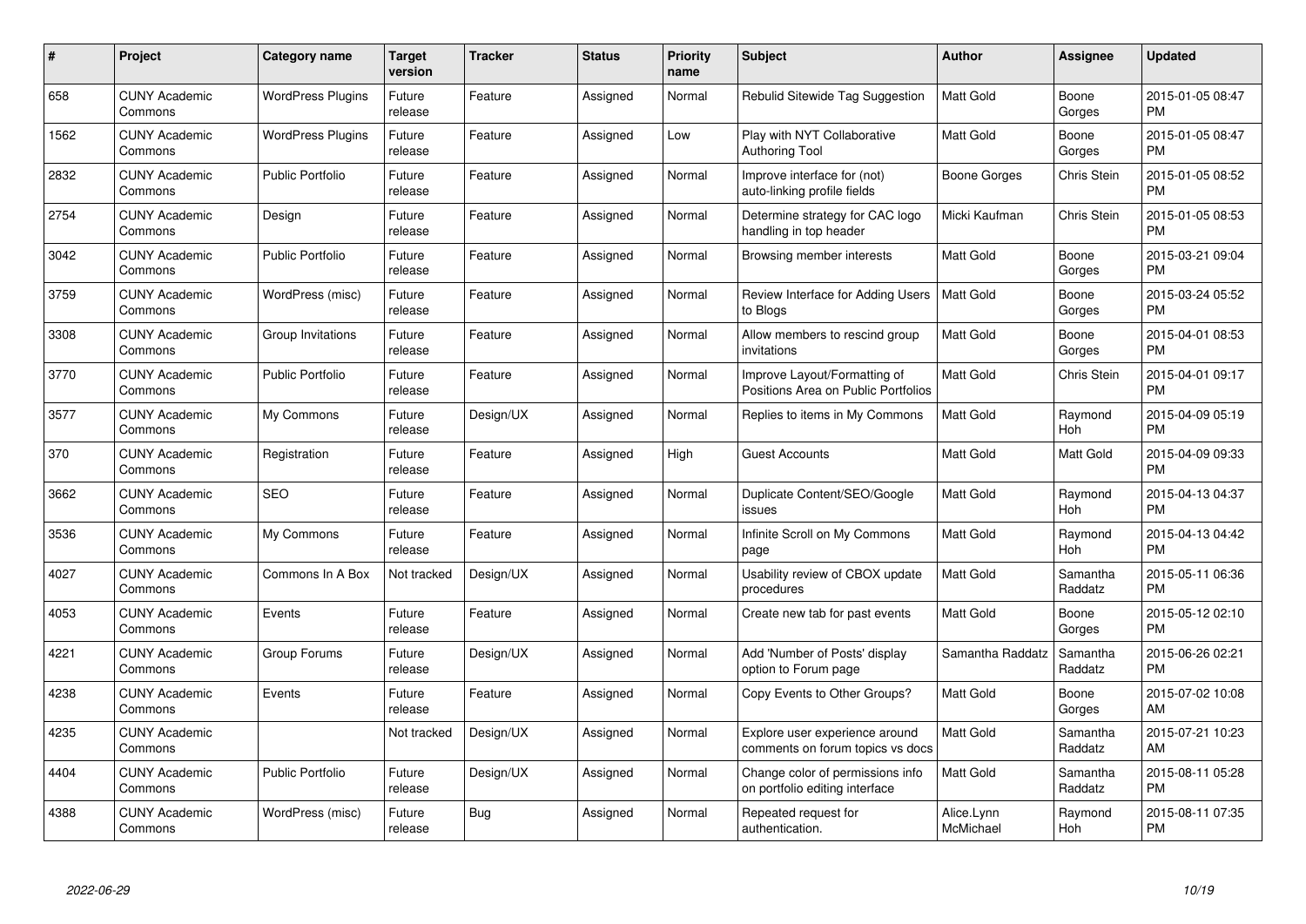| # | Project | Category name | Target version | Tracker | Status | Priority name | Subject | Author | Assignee | Updated |
|---|---|---|---|---|---|---|---|---|---|---|
| 658 | CUNY Academic Commons | WordPress Plugins | Future release | Feature | Assigned | Normal | Rebulid Sitewide Tag Suggestion | Matt Gold | Boone Gorges | 2015-01-05 08:47 PM |
| 1562 | CUNY Academic Commons | WordPress Plugins | Future release | Feature | Assigned | Low | Play with NYT Collaborative Authoring Tool | Matt Gold | Boone Gorges | 2015-01-05 08:47 PM |
| 2832 | CUNY Academic Commons | Public Portfolio | Future release | Feature | Assigned | Normal | Improve interface for (not) auto-linking profile fields | Boone Gorges | Chris Stein | 2015-01-05 08:52 PM |
| 2754 | CUNY Academic Commons | Design | Future release | Feature | Assigned | Normal | Determine strategy for CAC logo handling in top header | Micki Kaufman | Chris Stein | 2015-01-05 08:53 PM |
| 3042 | CUNY Academic Commons | Public Portfolio | Future release | Feature | Assigned | Normal | Browsing member interests | Matt Gold | Boone Gorges | 2015-03-21 09:04 PM |
| 3759 | CUNY Academic Commons | WordPress (misc) | Future release | Feature | Assigned | Normal | Review Interface for Adding Users to Blogs | Matt Gold | Boone Gorges | 2015-03-24 05:52 PM |
| 3308 | CUNY Academic Commons | Group Invitations | Future release | Feature | Assigned | Normal | Allow members to rescind group invitations | Matt Gold | Boone Gorges | 2015-04-01 08:53 PM |
| 3770 | CUNY Academic Commons | Public Portfolio | Future release | Feature | Assigned | Normal | Improve Layout/Formatting of Positions Area on Public Portfolios | Matt Gold | Chris Stein | 2015-04-01 09:17 PM |
| 3577 | CUNY Academic Commons | My Commons | Future release | Design/UX | Assigned | Normal | Replies to items in My Commons | Matt Gold | Raymond Hoh | 2015-04-09 05:19 PM |
| 370 | CUNY Academic Commons | Registration | Future release | Feature | Assigned | High | Guest Accounts | Matt Gold | Matt Gold | 2015-04-09 09:33 PM |
| 3662 | CUNY Academic Commons | SEO | Future release | Feature | Assigned | Normal | Duplicate Content/SEO/Google issues | Matt Gold | Raymond Hoh | 2015-04-13 04:37 PM |
| 3536 | CUNY Academic Commons | My Commons | Future release | Feature | Assigned | Normal | Infinite Scroll on My Commons page | Matt Gold | Raymond Hoh | 2015-04-13 04:42 PM |
| 4027 | CUNY Academic Commons | Commons In A Box | Not tracked | Design/UX | Assigned | Normal | Usability review of CBOX update procedures | Matt Gold | Samantha Raddatz | 2015-05-11 06:36 PM |
| 4053 | CUNY Academic Commons | Events | Future release | Feature | Assigned | Normal | Create new tab for past events | Matt Gold | Boone Gorges | 2015-05-12 02:10 PM |
| 4221 | CUNY Academic Commons | Group Forums | Future release | Design/UX | Assigned | Normal | Add 'Number of Posts' display option to Forum page | Samantha Raddatz | Samantha Raddatz | 2015-06-26 02:21 PM |
| 4238 | CUNY Academic Commons | Events | Future release | Feature | Assigned | Normal | Copy Events to Other Groups? | Matt Gold | Boone Gorges | 2015-07-02 10:08 AM |
| 4235 | CUNY Academic Commons | | Not tracked | Design/UX | Assigned | Normal | Explore user experience around comments on forum topics vs docs | Matt Gold | Samantha Raddatz | 2015-07-21 10:23 AM |
| 4404 | CUNY Academic Commons | Public Portfolio | Future release | Design/UX | Assigned | Normal | Change color of permissions info on portfolio editing interface | Matt Gold | Samantha Raddatz | 2015-08-11 05:28 PM |
| 4388 | CUNY Academic Commons | WordPress (misc) | Future release | Bug | Assigned | Normal | Repeated request for authentication. | Alice.Lynn McMichael | Raymond Hoh | 2015-08-11 07:35 PM |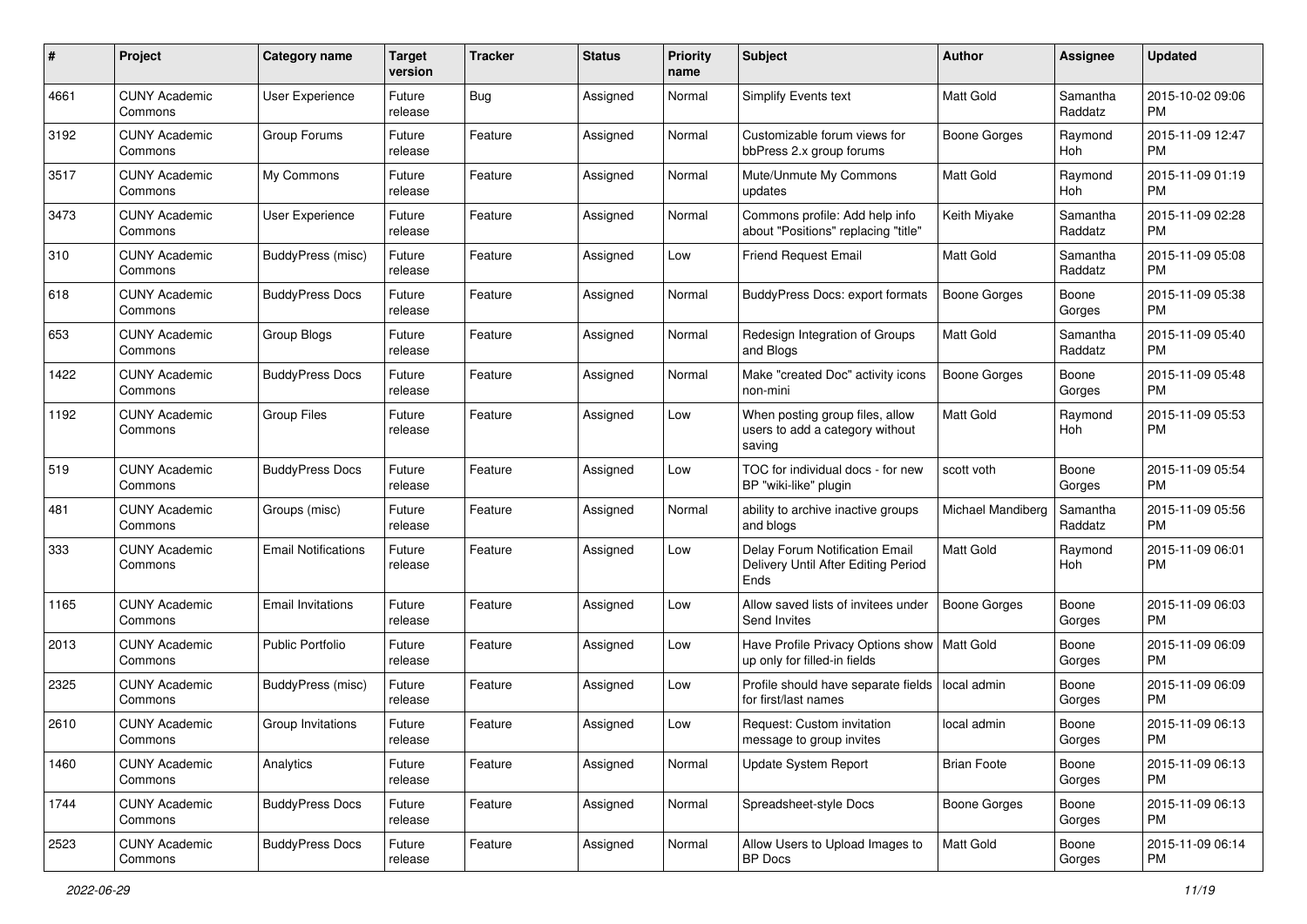| # | Project | Category name | Target version | Tracker | Status | Priority name | Subject | Author | Assignee | Updated |
|---|---|---|---|---|---|---|---|---|---|---|
| 4661 | CUNY Academic Commons | User Experience | Future release | Bug | Assigned | Normal | Simplify Events text | Matt Gold | Samantha Raddatz | 2015-10-02 09:06 PM |
| 3192 | CUNY Academic Commons | Group Forums | Future release | Feature | Assigned | Normal | Customizable forum views for bbPress 2.x group forums | Boone Gorges | Raymond Hoh | 2015-11-09 12:47 PM |
| 3517 | CUNY Academic Commons | My Commons | Future release | Feature | Assigned | Normal | Mute/Unmute My Commons updates | Matt Gold | Raymond Hoh | 2015-11-09 01:19 PM |
| 3473 | CUNY Academic Commons | User Experience | Future release | Feature | Assigned | Normal | Commons profile: Add help info about "Positions" replacing "title" | Keith Miyake | Samantha Raddatz | 2015-11-09 02:28 PM |
| 310 | CUNY Academic Commons | BuddyPress (misc) | Future release | Feature | Assigned | Low | Friend Request Email | Matt Gold | Samantha Raddatz | 2015-11-09 05:08 PM |
| 618 | CUNY Academic Commons | BuddyPress Docs | Future release | Feature | Assigned | Normal | BuddyPress Docs: export formats | Boone Gorges | Boone Gorges | 2015-11-09 05:38 PM |
| 653 | CUNY Academic Commons | Group Blogs | Future release | Feature | Assigned | Normal | Redesign Integration of Groups and Blogs | Matt Gold | Samantha Raddatz | 2015-11-09 05:40 PM |
| 1422 | CUNY Academic Commons | BuddyPress Docs | Future release | Feature | Assigned | Normal | Make "created Doc" activity icons non-mini | Boone Gorges | Boone Gorges | 2015-11-09 05:48 PM |
| 1192 | CUNY Academic Commons | Group Files | Future release | Feature | Assigned | Low | When posting group files, allow users to add a category without saving | Matt Gold | Raymond Hoh | 2015-11-09 05:53 PM |
| 519 | CUNY Academic Commons | BuddyPress Docs | Future release | Feature | Assigned | Low | TOC for individual docs - for new BP "wiki-like" plugin | scott voth | Boone Gorges | 2015-11-09 05:54 PM |
| 481 | CUNY Academic Commons | Groups (misc) | Future release | Feature | Assigned | Normal | ability to archive inactive groups and blogs | Michael Mandiberg | Samantha Raddatz | 2015-11-09 05:56 PM |
| 333 | CUNY Academic Commons | Email Notifications | Future release | Feature | Assigned | Low | Delay Forum Notification Email Delivery Until After Editing Period Ends | Matt Gold | Raymond Hoh | 2015-11-09 06:01 PM |
| 1165 | CUNY Academic Commons | Email Invitations | Future release | Feature | Assigned | Low | Allow saved lists of invitees under Send Invites | Boone Gorges | Boone Gorges | 2015-11-09 06:03 PM |
| 2013 | CUNY Academic Commons | Public Portfolio | Future release | Feature | Assigned | Low | Have Profile Privacy Options show up only for filled-in fields | Matt Gold | Boone Gorges | 2015-11-09 06:09 PM |
| 2325 | CUNY Academic Commons | BuddyPress (misc) | Future release | Feature | Assigned | Low | Profile should have separate fields for first/last names | local admin | Boone Gorges | 2015-11-09 06:09 PM |
| 2610 | CUNY Academic Commons | Group Invitations | Future release | Feature | Assigned | Low | Request: Custom invitation message to group invites | local admin | Boone Gorges | 2015-11-09 06:13 PM |
| 1460 | CUNY Academic Commons | Analytics | Future release | Feature | Assigned | Normal | Update System Report | Brian Foote | Boone Gorges | 2015-11-09 06:13 PM |
| 1744 | CUNY Academic Commons | BuddyPress Docs | Future release | Feature | Assigned | Normal | Spreadsheet-style Docs | Boone Gorges | Boone Gorges | 2015-11-09 06:13 PM |
| 2523 | CUNY Academic Commons | BuddyPress Docs | Future release | Feature | Assigned | Normal | Allow Users to Upload Images to BP Docs | Matt Gold | Boone Gorges | 2015-11-09 06:14 PM |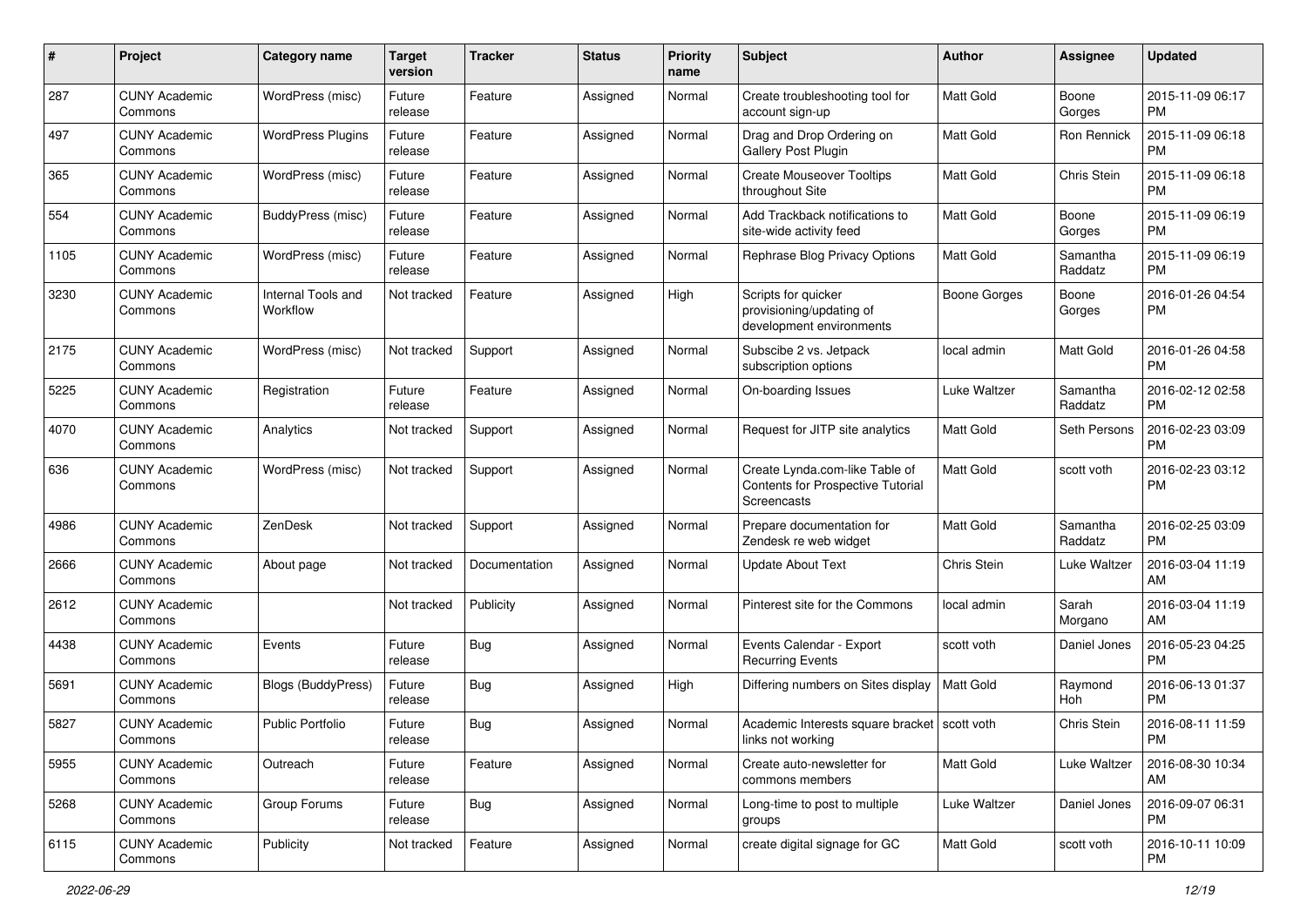| # | Project | Category name | Target version | Tracker | Status | Priority name | Subject | Author | Assignee | Updated |
|---|---|---|---|---|---|---|---|---|---|---|
| 287 | CUNY Academic Commons | WordPress (misc) | Future release | Feature | Assigned | Normal | Create troubleshooting tool for account sign-up | Matt Gold | Boone Gorges | 2015-11-09 06:17 PM |
| 497 | CUNY Academic Commons | WordPress Plugins | Future release | Feature | Assigned | Normal | Drag and Drop Ordering on Gallery Post Plugin | Matt Gold | Ron Rennick | 2015-11-09 06:18 PM |
| 365 | CUNY Academic Commons | WordPress (misc) | Future release | Feature | Assigned | Normal | Create Mouseover Tooltips throughout Site | Matt Gold | Chris Stein | 2015-11-09 06:18 PM |
| 554 | CUNY Academic Commons | BuddyPress (misc) | Future release | Feature | Assigned | Normal | Add Trackback notifications to site-wide activity feed | Matt Gold | Boone Gorges | 2015-11-09 06:19 PM |
| 1105 | CUNY Academic Commons | WordPress (misc) | Future release | Feature | Assigned | Normal | Rephrase Blog Privacy Options | Matt Gold | Samantha Raddatz | 2015-11-09 06:19 PM |
| 3230 | CUNY Academic Commons | Internal Tools and Workflow | Not tracked | Feature | Assigned | High | Scripts for quicker provisioning/updating of development environments | Boone Gorges | Boone Gorges | 2016-01-26 04:54 PM |
| 2175 | CUNY Academic Commons | WordPress (misc) | Not tracked | Support | Assigned | Normal | Subscibe 2 vs. Jetpack subscription options | local admin | Matt Gold | 2016-01-26 04:58 PM |
| 5225 | CUNY Academic Commons | Registration | Future release | Feature | Assigned | Normal | On-boarding Issues | Luke Waltzer | Samantha Raddatz | 2016-02-12 02:58 PM |
| 4070 | CUNY Academic Commons | Analytics | Not tracked | Support | Assigned | Normal | Request for JITP site analytics | Matt Gold | Seth Persons | 2016-02-23 03:09 PM |
| 636 | CUNY Academic Commons | WordPress (misc) | Not tracked | Support | Assigned | Normal | Create Lynda.com-like Table of Contents for Prospective Tutorial Screencasts | Matt Gold | scott voth | 2016-02-23 03:12 PM |
| 4986 | CUNY Academic Commons | ZenDesk | Not tracked | Support | Assigned | Normal | Prepare documentation for Zendesk re web widget | Matt Gold | Samantha Raddatz | 2016-02-25 03:09 PM |
| 2666 | CUNY Academic Commons | About page | Not tracked | Documentation | Assigned | Normal | Update About Text | Chris Stein | Luke Waltzer | 2016-03-04 11:19 AM |
| 2612 | CUNY Academic Commons | | Not tracked | Publicity | Assigned | Normal | Pinterest site for the Commons | local admin | Sarah Morgano | 2016-03-04 11:19 AM |
| 4438 | CUNY Academic Commons | Events | Future release | Bug | Assigned | Normal | Events Calendar - Export Recurring Events | scott voth | Daniel Jones | 2016-05-23 04:25 PM |
| 5691 | CUNY Academic Commons | Blogs (BuddyPress) | Future release | Bug | Assigned | High | Differing numbers on Sites display | Matt Gold | Raymond Hoh | 2016-06-13 01:37 PM |
| 5827 | CUNY Academic Commons | Public Portfolio | Future release | Bug | Assigned | Normal | Academic Interests square bracket links not working | scott voth | Chris Stein | 2016-08-11 11:59 PM |
| 5955 | CUNY Academic Commons | Outreach | Future release | Feature | Assigned | Normal | Create auto-newsletter for commons members | Matt Gold | Luke Waltzer | 2016-08-30 10:34 AM |
| 5268 | CUNY Academic Commons | Group Forums | Future release | Bug | Assigned | Normal | Long-time to post to multiple groups | Luke Waltzer | Daniel Jones | 2016-09-07 06:31 PM |
| 6115 | CUNY Academic Commons | Publicity | Not tracked | Feature | Assigned | Normal | create digital signage for GC | Matt Gold | scott voth | 2016-10-11 10:09 PM |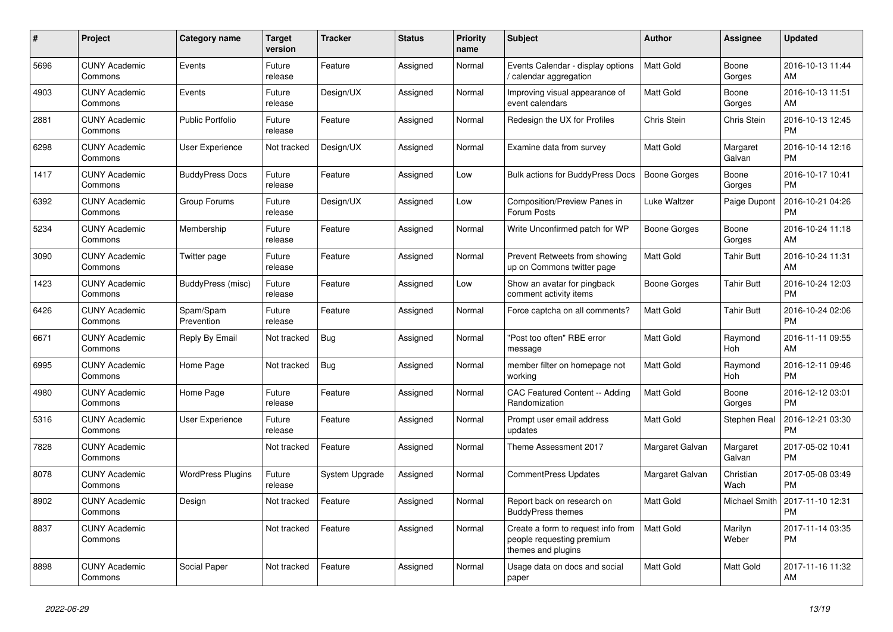| # | Project | Category name | Target version | Tracker | Status | Priority name | Subject | Author | Assignee | Updated |
|---|---|---|---|---|---|---|---|---|---|---|
| 5696 | CUNY Academic Commons | Events | Future release | Feature | Assigned | Normal | Events Calendar - display options / calendar aggregation | Matt Gold | Boone Gorges | 2016-10-13 11:44 AM |
| 4903 | CUNY Academic Commons | Events | Future release | Design/UX | Assigned | Normal | Improving visual appearance of event calendars | Matt Gold | Boone Gorges | 2016-10-13 11:51 AM |
| 2881 | CUNY Academic Commons | Public Portfolio | Future release | Feature | Assigned | Normal | Redesign the UX for Profiles | Chris Stein | Chris Stein | 2016-10-13 12:45 PM |
| 6298 | CUNY Academic Commons | User Experience | Not tracked | Design/UX | Assigned | Normal | Examine data from survey | Matt Gold | Margaret Galvan | 2016-10-14 12:16 PM |
| 1417 | CUNY Academic Commons | BuddyPress Docs | Future release | Feature | Assigned | Low | Bulk actions for BuddyPress Docs | Boone Gorges | Boone Gorges | 2016-10-17 10:41 PM |
| 6392 | CUNY Academic Commons | Group Forums | Future release | Design/UX | Assigned | Low | Composition/Preview Panes in Forum Posts | Luke Waltzer | Paige Dupont | 2016-10-21 04:26 PM |
| 5234 | CUNY Academic Commons | Membership | Future release | Feature | Assigned | Normal | Write Unconfirmed patch for WP | Boone Gorges | Boone Gorges | 2016-10-24 11:18 AM |
| 3090 | CUNY Academic Commons | Twitter page | Future release | Feature | Assigned | Normal | Prevent Retweets from showing up on Commons twitter page | Matt Gold | Tahir Butt | 2016-10-24 11:31 AM |
| 1423 | CUNY Academic Commons | BuddyPress (misc) | Future release | Feature | Assigned | Low | Show an avatar for pingback comment activity items | Boone Gorges | Tahir Butt | 2016-10-24 12:03 PM |
| 6426 | CUNY Academic Commons | Spam/Spam Prevention | Future release | Feature | Assigned | Normal | Force captcha on all comments? | Matt Gold | Tahir Butt | 2016-10-24 02:06 PM |
| 6671 | CUNY Academic Commons | Reply By Email | Not tracked | Bug | Assigned | Normal | "Post too often" RBE error message | Matt Gold | Raymond Hoh | 2016-11-11 09:55 AM |
| 6995 | CUNY Academic Commons | Home Page | Not tracked | Bug | Assigned | Normal | member filter on homepage not working | Matt Gold | Raymond Hoh | 2016-12-11 09:46 PM |
| 4980 | CUNY Academic Commons | Home Page | Future release | Feature | Assigned | Normal | CAC Featured Content -- Adding Randomization | Matt Gold | Boone Gorges | 2016-12-12 03:01 PM |
| 5316 | CUNY Academic Commons | User Experience | Future release | Feature | Assigned | Normal | Prompt user email address updates | Matt Gold | Stephen Real | 2016-12-21 03:30 PM |
| 7828 | CUNY Academic Commons | | Not tracked | Feature | Assigned | Normal | Theme Assessment 2017 | Margaret Galvan | Margaret Galvan | 2017-05-02 10:41 PM |
| 8078 | CUNY Academic Commons | WordPress Plugins | Future release | System Upgrade | Assigned | Normal | CommentPress Updates | Margaret Galvan | Christian Wach | 2017-05-08 03:49 PM |
| 8902 | CUNY Academic Commons | Design | Not tracked | Feature | Assigned | Normal | Report back on research on BuddyPress themes | Matt Gold | Michael Smith | 2017-11-10 12:31 PM |
| 8837 | CUNY Academic Commons | | Not tracked | Feature | Assigned | Normal | Create a form to request info from people requesting premium themes and plugins | Matt Gold | Marilyn Weber | 2017-11-14 03:35 PM |
| 8898 | CUNY Academic Commons | Social Paper | Not tracked | Feature | Assigned | Normal | Usage data on docs and social paper | Matt Gold | Matt Gold | 2017-11-16 11:32 AM |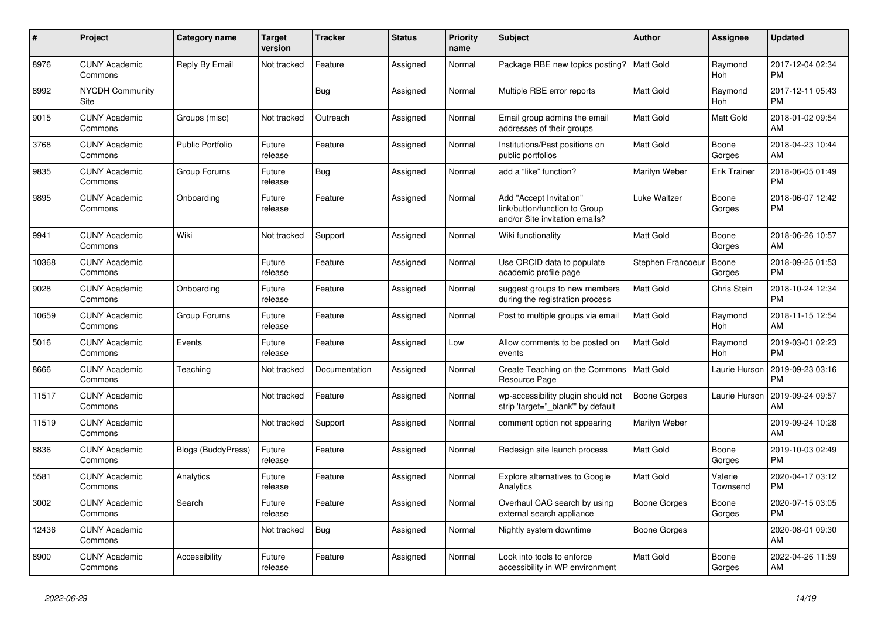| # | Project | Category name | Target version | Tracker | Status | Priority name | Subject | Author | Assignee | Updated |
|---|---|---|---|---|---|---|---|---|---|---|
| 8976 | CUNY Academic Commons | Reply By Email | Not tracked | Feature | Assigned | Normal | Package RBE new topics posting? | Matt Gold | Raymond Hoh | 2017-12-04 02:34 PM |
| 8992 | NYCDH Community Site | | | Bug | Assigned | Normal | Multiple RBE error reports | Matt Gold | Raymond Hoh | 2017-12-11 05:43 PM |
| 9015 | CUNY Academic Commons | Groups (misc) | Not tracked | Outreach | Assigned | Normal | Email group admins the email addresses of their groups | Matt Gold | Matt Gold | 2018-01-02 09:54 AM |
| 3768 | CUNY Academic Commons | Public Portfolio | Future release | Feature | Assigned | Normal | Institutions/Past positions on public portfolios | Matt Gold | Boone Gorges | 2018-04-23 10:44 AM |
| 9835 | CUNY Academic Commons | Group Forums | Future release | Bug | Assigned | Normal | add a "like" function? | Marilyn Weber | Erik Trainer | 2018-06-05 01:49 PM |
| 9895 | CUNY Academic Commons | Onboarding | Future release | Feature | Assigned | Normal | Add "Accept Invitation" link/button/function to Group and/or Site invitation emails? | Luke Waltzer | Boone Gorges | 2018-06-07 12:42 PM |
| 9941 | CUNY Academic Commons | Wiki | Not tracked | Support | Assigned | Normal | Wiki functionality | Matt Gold | Boone Gorges | 2018-06-26 10:57 AM |
| 10368 | CUNY Academic Commons | | Future release | Feature | Assigned | Normal | Use ORCID data to populate academic profile page | Stephen Francoeur | Boone Gorges | 2018-09-25 01:53 PM |
| 9028 | CUNY Academic Commons | Onboarding | Future release | Feature | Assigned | Normal | suggest groups to new members during the registration process | Matt Gold | Chris Stein | 2018-10-24 12:34 PM |
| 10659 | CUNY Academic Commons | Group Forums | Future release | Feature | Assigned | Normal | Post to multiple groups via email | Matt Gold | Raymond Hoh | 2018-11-15 12:54 AM |
| 5016 | CUNY Academic Commons | Events | Future release | Feature | Assigned | Low | Allow comments to be posted on events | Matt Gold | Raymond Hoh | 2019-03-01 02:23 PM |
| 8666 | CUNY Academic Commons | Teaching | Not tracked | Documentation | Assigned | Normal | Create Teaching on the Commons Resource Page | Matt Gold | Laurie Hurson | 2019-09-23 03:16 PM |
| 11517 | CUNY Academic Commons | | Not tracked | Feature | Assigned | Normal | wp-accessibility plugin should not strip 'target="_blank"' by default | Boone Gorges | Laurie Hurson | 2019-09-24 09:57 AM |
| 11519 | CUNY Academic Commons | | Not tracked | Support | Assigned | Normal | comment option not appearing | Marilyn Weber | | 2019-09-24 10:28 AM |
| 8836 | CUNY Academic Commons | Blogs (BuddyPress) | Future release | Feature | Assigned | Normal | Redesign site launch process | Matt Gold | Boone Gorges | 2019-10-03 02:49 PM |
| 5581 | CUNY Academic Commons | Analytics | Future release | Feature | Assigned | Normal | Explore alternatives to Google Analytics | Matt Gold | Valerie Townsend | 2020-04-17 03:12 PM |
| 3002 | CUNY Academic Commons | Search | Future release | Feature | Assigned | Normal | Overhaul CAC search by using external search appliance | Boone Gorges | Boone Gorges | 2020-07-15 03:05 PM |
| 12436 | CUNY Academic Commons | | Not tracked | Bug | Assigned | Normal | Nightly system downtime | Boone Gorges | | 2020-08-01 09:30 AM |
| 8900 | CUNY Academic Commons | Accessibility | Future release | Feature | Assigned | Normal | Look into tools to enforce accessibility in WP environment | Matt Gold | Boone Gorges | 2022-04-26 11:59 AM |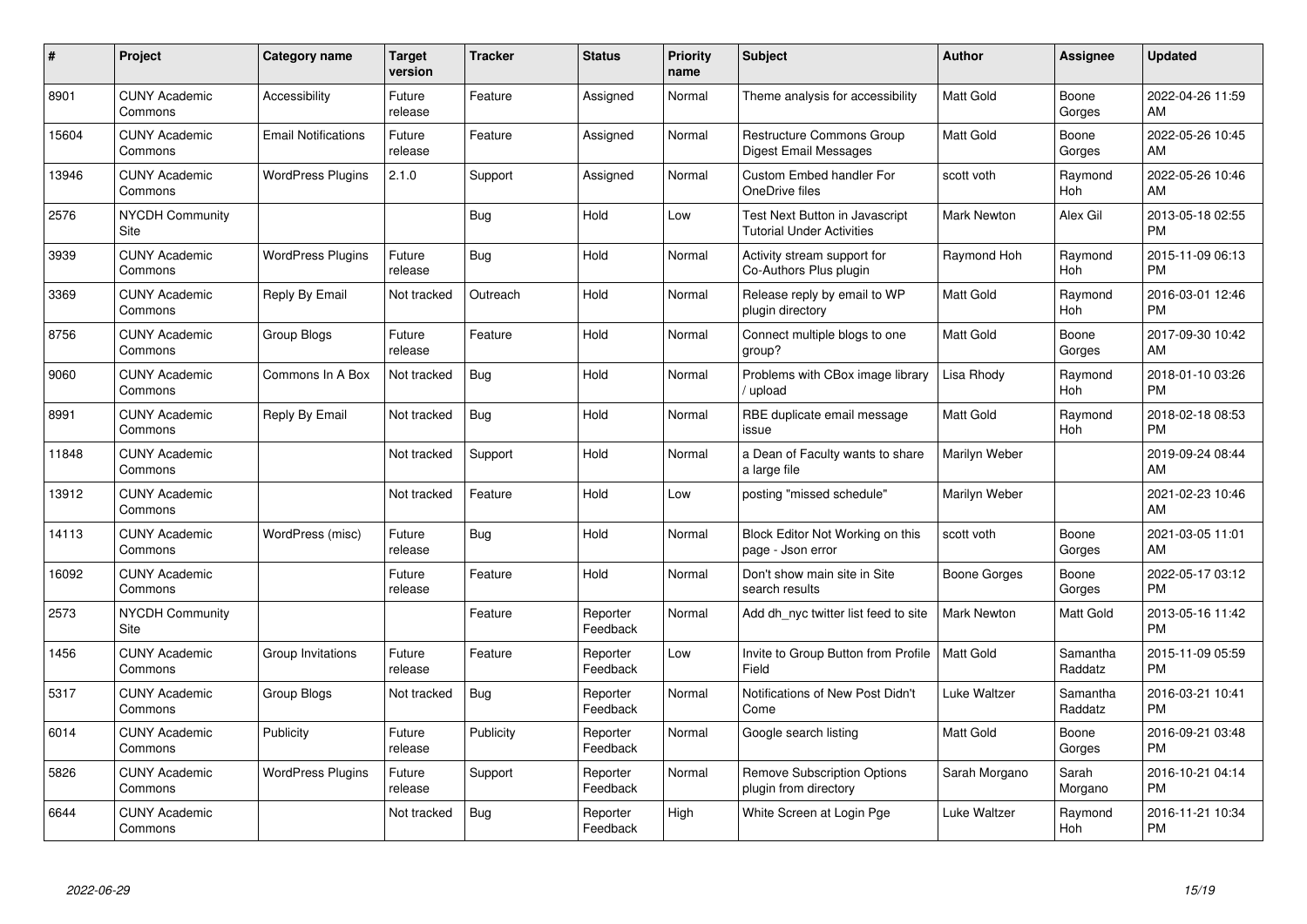| # | Project | Category name | Target version | Tracker | Status | Priority name | Subject | Author | Assignee | Updated |
|---|---|---|---|---|---|---|---|---|---|---|
| 8901 | CUNY Academic Commons | Accessibility | Future release | Feature | Assigned | Normal | Theme analysis for accessibility | Matt Gold | Boone Gorges | 2022-04-26 11:59 AM |
| 15604 | CUNY Academic Commons | Email Notifications | Future release | Feature | Assigned | Normal | Restructure Commons Group Digest Email Messages | Matt Gold | Boone Gorges | 2022-05-26 10:45 AM |
| 13946 | CUNY Academic Commons | WordPress Plugins | 2.1.0 | Support | Assigned | Normal | Custom Embed handler For OneDrive files | scott voth | Raymond Hoh | 2022-05-26 10:46 AM |
| 2576 | NYCDH Community Site | | | Bug | Hold | Low | Test Next Button in Javascript Tutorial Under Activities | Mark Newton | Alex Gil | 2013-05-18 02:55 PM |
| 3939 | CUNY Academic Commons | WordPress Plugins | Future release | Bug | Hold | Normal | Activity stream support for Co-Authors Plus plugin | Raymond Hoh | Raymond Hoh | 2015-11-09 06:13 PM |
| 3369 | CUNY Academic Commons | Reply By Email | Not tracked | Outreach | Hold | Normal | Release reply by email to WP plugin directory | Matt Gold | Raymond Hoh | 2016-03-01 12:46 PM |
| 8756 | CUNY Academic Commons | Group Blogs | Future release | Feature | Hold | Normal | Connect multiple blogs to one group? | Matt Gold | Boone Gorges | 2017-09-30 10:42 AM |
| 9060 | CUNY Academic Commons | Commons In A Box | Not tracked | Bug | Hold | Normal | Problems with CBox image library / upload | Lisa Rhody | Raymond Hoh | 2018-01-10 03:26 PM |
| 8991 | CUNY Academic Commons | Reply By Email | Not tracked | Bug | Hold | Normal | RBE duplicate email message issue | Matt Gold | Raymond Hoh | 2018-02-18 08:53 PM |
| 11848 | CUNY Academic Commons | | Not tracked | Support | Hold | Normal | a Dean of Faculty wants to share a large file | Marilyn Weber | | 2019-09-24 08:44 AM |
| 13912 | CUNY Academic Commons | | Not tracked | Feature | Hold | Low | posting "missed schedule" | Marilyn Weber | | 2021-02-23 10:46 AM |
| 14113 | CUNY Academic Commons | WordPress (misc) | Future release | Bug | Hold | Normal | Block Editor Not Working on this page - Json error | scott voth | Boone Gorges | 2021-03-05 11:01 AM |
| 16092 | CUNY Academic Commons | | Future release | Feature | Hold | Normal | Don't show main site in Site search results | Boone Gorges | Boone Gorges | 2022-05-17 03:12 PM |
| 2573 | NYCDH Community Site | | | Feature | Reporter Feedback | Normal | Add dh_nyc twitter list feed to site | Mark Newton | Matt Gold | 2013-05-16 11:42 PM |
| 1456 | CUNY Academic Commons | Group Invitations | Future release | Feature | Reporter Feedback | Low | Invite to Group Button from Profile Field | Matt Gold | Samantha Raddatz | 2015-11-09 05:59 PM |
| 5317 | CUNY Academic Commons | Group Blogs | Not tracked | Bug | Reporter Feedback | Normal | Notifications of New Post Didn't Come | Luke Waltzer | Samantha Raddatz | 2016-03-21 10:41 PM |
| 6014 | CUNY Academic Commons | Publicity | Future release | Publicity | Reporter Feedback | Normal | Google search listing | Matt Gold | Boone Gorges | 2016-09-21 03:48 PM |
| 5826 | CUNY Academic Commons | WordPress Plugins | Future release | Support | Reporter Feedback | Normal | Remove Subscription Options plugin from directory | Sarah Morgano | Sarah Morgano | 2016-10-21 04:14 PM |
| 6644 | CUNY Academic Commons | | Not tracked | Bug | Reporter Feedback | High | White Screen at Login Pge | Luke Waltzer | Raymond Hoh | 2016-11-21 10:34 PM |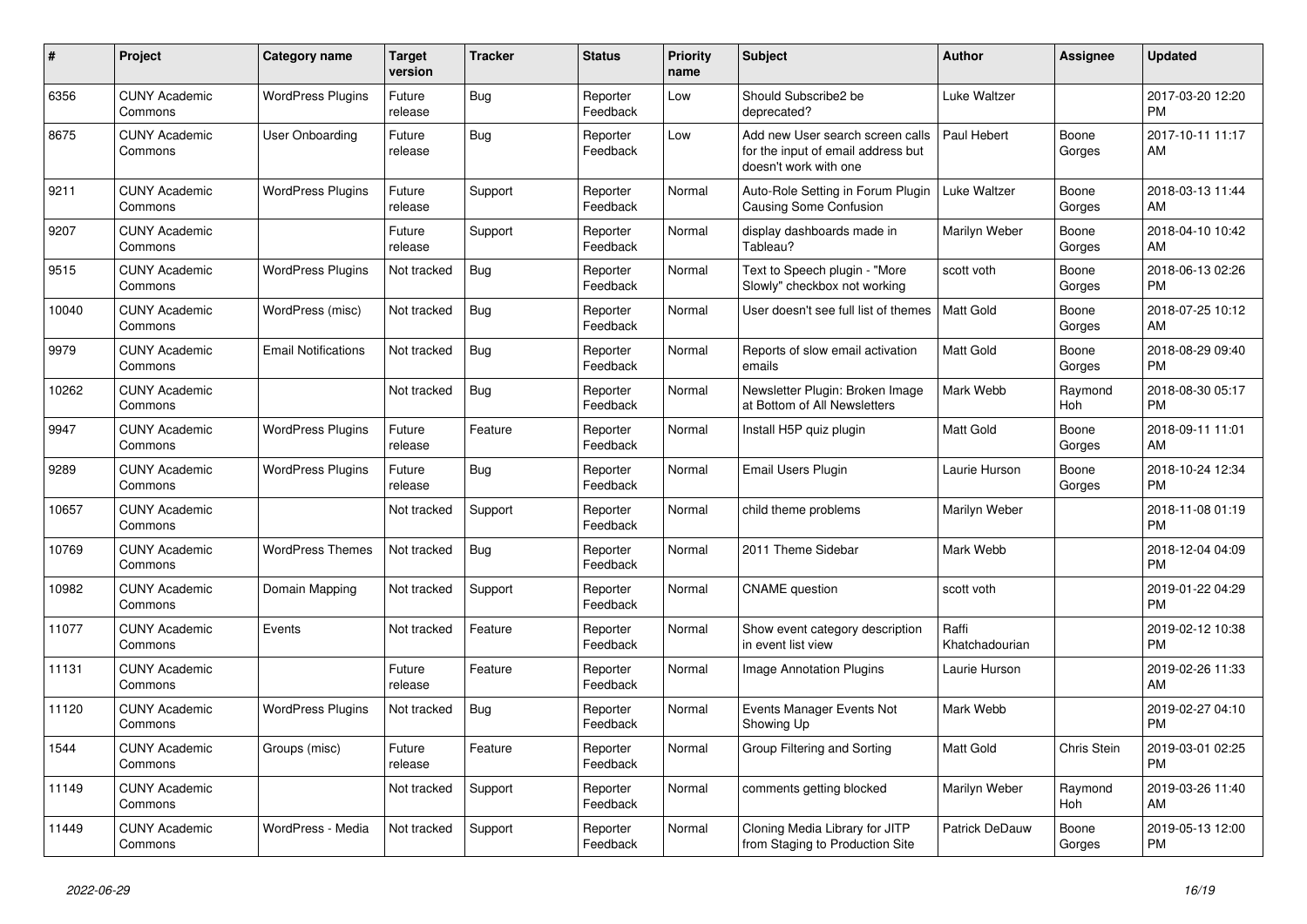| # | Project | Category name | Target version | Tracker | Status | Priority name | Subject | Author | Assignee | Updated |
|---|---|---|---|---|---|---|---|---|---|---|
| 6356 | CUNY Academic Commons | WordPress Plugins | Future release | Bug | Reporter Feedback | Low | Should Subscribe2 be deprecated? | Luke Waltzer | | 2017-03-20 12:20 PM |
| 8675 | CUNY Academic Commons | User Onboarding | Future release | Bug | Reporter Feedback | Low | Add new User search screen calls for the input of email address but doesn't work with one | Paul Hebert | Boone Gorges | 2017-10-11 11:17 AM |
| 9211 | CUNY Academic Commons | WordPress Plugins | Future release | Support | Reporter Feedback | Normal | Auto-Role Setting in Forum Plugin Causing Some Confusion | Luke Waltzer | Boone Gorges | 2018-03-13 11:44 AM |
| 9207 | CUNY Academic Commons | | Future release | Support | Reporter Feedback | Normal | display dashboards made in Tableau? | Marilyn Weber | Boone Gorges | 2018-04-10 10:42 AM |
| 9515 | CUNY Academic Commons | WordPress Plugins | Not tracked | Bug | Reporter Feedback | Normal | Text to Speech plugin - "More Slowly" checkbox not working | scott voth | Boone Gorges | 2018-06-13 02:26 PM |
| 10040 | CUNY Academic Commons | WordPress (misc) | Not tracked | Bug | Reporter Feedback | Normal | User doesn't see full list of themes | Matt Gold | Boone Gorges | 2018-07-25 10:12 AM |
| 9979 | CUNY Academic Commons | Email Notifications | Not tracked | Bug | Reporter Feedback | Normal | Reports of slow email activation emails | Matt Gold | Boone Gorges | 2018-08-29 09:40 PM |
| 10262 | CUNY Academic Commons | | Not tracked | Bug | Reporter Feedback | Normal | Newsletter Plugin: Broken Image at Bottom of All Newsletters | Mark Webb | Raymond Hoh | 2018-08-30 05:17 PM |
| 9947 | CUNY Academic Commons | WordPress Plugins | Future release | Feature | Reporter Feedback | Normal | Install H5P quiz plugin | Matt Gold | Boone Gorges | 2018-09-11 11:01 AM |
| 9289 | CUNY Academic Commons | WordPress Plugins | Future release | Bug | Reporter Feedback | Normal | Email Users Plugin | Laurie Hurson | Boone Gorges | 2018-10-24 12:34 PM |
| 10657 | CUNY Academic Commons | | Not tracked | Support | Reporter Feedback | Normal | child theme problems | Marilyn Weber | | 2018-11-08 01:19 PM |
| 10769 | CUNY Academic Commons | WordPress Themes | Not tracked | Bug | Reporter Feedback | Normal | 2011 Theme Sidebar | Mark Webb | | 2018-12-04 04:09 PM |
| 10982 | CUNY Academic Commons | Domain Mapping | Not tracked | Support | Reporter Feedback | Normal | CNAME question | scott voth | | 2019-01-22 04:29 PM |
| 11077 | CUNY Academic Commons | Events | Not tracked | Feature | Reporter Feedback | Normal | Show event category description in event list view | Raffi Khatchadourian | | 2019-02-12 10:38 PM |
| 11131 | CUNY Academic Commons | | Future release | Feature | Reporter Feedback | Normal | Image Annotation Plugins | Laurie Hurson | | 2019-02-26 11:33 AM |
| 11120 | CUNY Academic Commons | WordPress Plugins | Not tracked | Bug | Reporter Feedback | Normal | Events Manager Events Not Showing Up | Mark Webb | | 2019-02-27 04:10 PM |
| 1544 | CUNY Academic Commons | Groups (misc) | Future release | Feature | Reporter Feedback | Normal | Group Filtering and Sorting | Matt Gold | Chris Stein | 2019-03-01 02:25 PM |
| 11149 | CUNY Academic Commons | | Not tracked | Support | Reporter Feedback | Normal | comments getting blocked | Marilyn Weber | Raymond Hoh | 2019-03-26 11:40 AM |
| 11449 | CUNY Academic Commons | WordPress - Media | Not tracked | Support | Reporter Feedback | Normal | Cloning Media Library for JITP from Staging to Production Site | Patrick DeDauw | Boone Gorges | 2019-05-13 12:00 PM |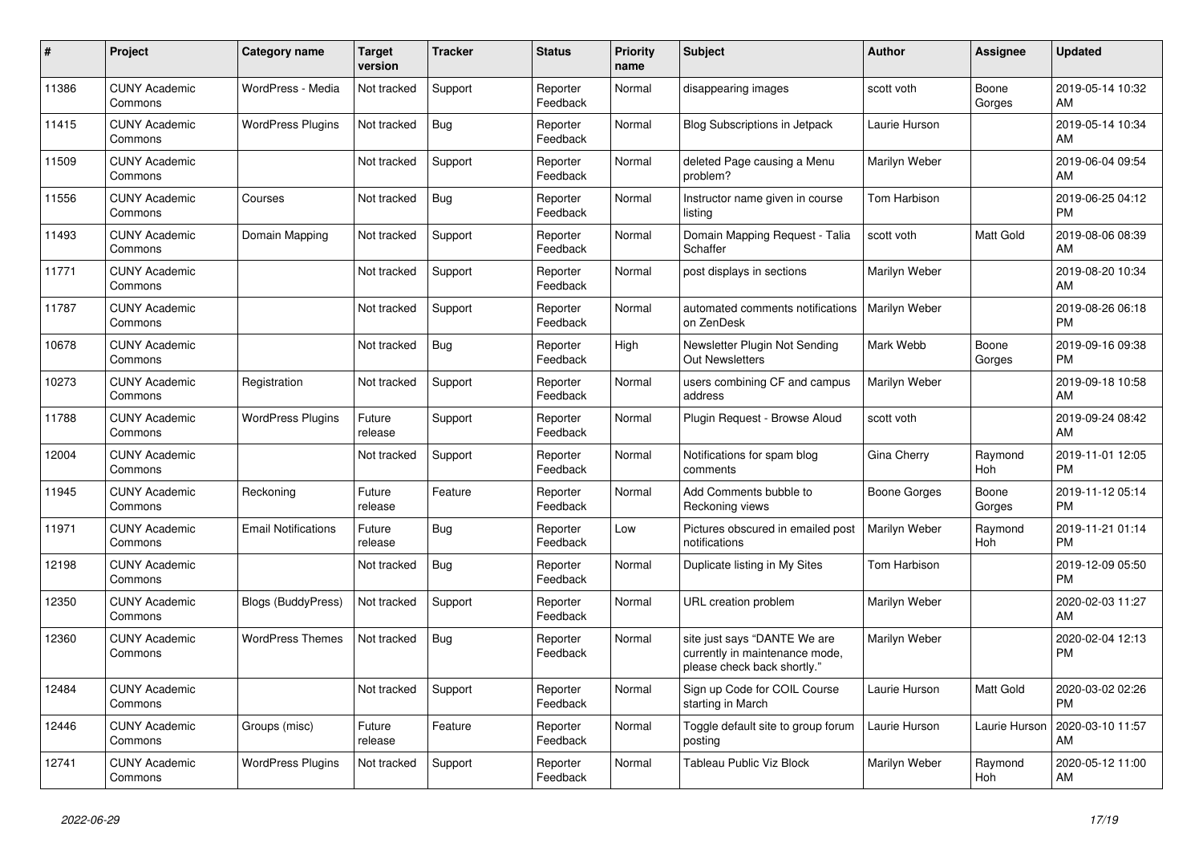| # | Project | Category name | Target version | Tracker | Status | Priority name | Subject | Author | Assignee | Updated |
|---|---|---|---|---|---|---|---|---|---|---|
| 11386 | CUNY Academic Commons | WordPress - Media | Not tracked | Support | Reporter Feedback | Normal | disappearing images | scott voth | Boone Gorges | 2019-05-14 10:32 AM |
| 11415 | CUNY Academic Commons | WordPress Plugins | Not tracked | Bug | Reporter Feedback | Normal | Blog Subscriptions in Jetpack | Laurie Hurson | | 2019-05-14 10:34 AM |
| 11509 | CUNY Academic Commons | | Not tracked | Support | Reporter Feedback | Normal | deleted Page causing a Menu problem? | Marilyn Weber | | 2019-06-04 09:54 AM |
| 11556 | CUNY Academic Commons | Courses | Not tracked | Bug | Reporter Feedback | Normal | Instructor name given in course listing | Tom Harbison | | 2019-06-25 04:12 PM |
| 11493 | CUNY Academic Commons | Domain Mapping | Not tracked | Support | Reporter Feedback | Normal | Domain Mapping Request - Talia Schaffer | scott voth | Matt Gold | 2019-08-06 08:39 AM |
| 11771 | CUNY Academic Commons | | Not tracked | Support | Reporter Feedback | Normal | post displays in sections | Marilyn Weber | | 2019-08-20 10:34 AM |
| 11787 | CUNY Academic Commons | | Not tracked | Support | Reporter Feedback | Normal | automated comments notifications on ZenDesk | Marilyn Weber | | 2019-08-26 06:18 PM |
| 10678 | CUNY Academic Commons | | Not tracked | Bug | Reporter Feedback | High | Newsletter Plugin Not Sending Out Newsletters | Mark Webb | Boone Gorges | 2019-09-16 09:38 PM |
| 10273 | CUNY Academic Commons | Registration | Not tracked | Support | Reporter Feedback | Normal | users combining CF and campus address | Marilyn Weber | | 2019-09-18 10:58 AM |
| 11788 | CUNY Academic Commons | WordPress Plugins | Future release | Support | Reporter Feedback | Normal | Plugin Request - Browse Aloud | scott voth | | 2019-09-24 08:42 AM |
| 12004 | CUNY Academic Commons | | Not tracked | Support | Reporter Feedback | Normal | Notifications for spam blog comments | Gina Cherry | Raymond Hoh | 2019-11-01 12:05 PM |
| 11945 | CUNY Academic Commons | Reckoning | Future release | Feature | Reporter Feedback | Normal | Add Comments bubble to Reckoning views | Boone Gorges | Boone Gorges | 2019-11-12 05:14 PM |
| 11971 | CUNY Academic Commons | Email Notifications | Future release | Bug | Reporter Feedback | Low | Pictures obscured in emailed post notifications | Marilyn Weber | Raymond Hoh | 2019-11-21 01:14 PM |
| 12198 | CUNY Academic Commons | | Not tracked | Bug | Reporter Feedback | Normal | Duplicate listing in My Sites | Tom Harbison | | 2019-12-09 05:50 PM |
| 12350 | CUNY Academic Commons | Blogs (BuddyPress) | Not tracked | Support | Reporter Feedback | Normal | URL creation problem | Marilyn Weber | | 2020-02-03 11:27 AM |
| 12360 | CUNY Academic Commons | WordPress Themes | Not tracked | Bug | Reporter Feedback | Normal | site just says "DANTE We are currently in maintenance mode, please check back shortly." | Marilyn Weber | | 2020-02-04 12:13 PM |
| 12484 | CUNY Academic Commons | | Not tracked | Support | Reporter Feedback | Normal | Sign up Code for COIL Course starting in March | Laurie Hurson | Matt Gold | 2020-03-02 02:26 PM |
| 12446 | CUNY Academic Commons | Groups (misc) | Future release | Feature | Reporter Feedback | Normal | Toggle default site to group forum posting | Laurie Hurson | Laurie Hurson | 2020-03-10 11:57 AM |
| 12741 | CUNY Academic Commons | WordPress Plugins | Not tracked | Support | Reporter Feedback | Normal | Tableau Public Viz Block | Marilyn Weber | Raymond Hoh | 2020-05-12 11:00 AM |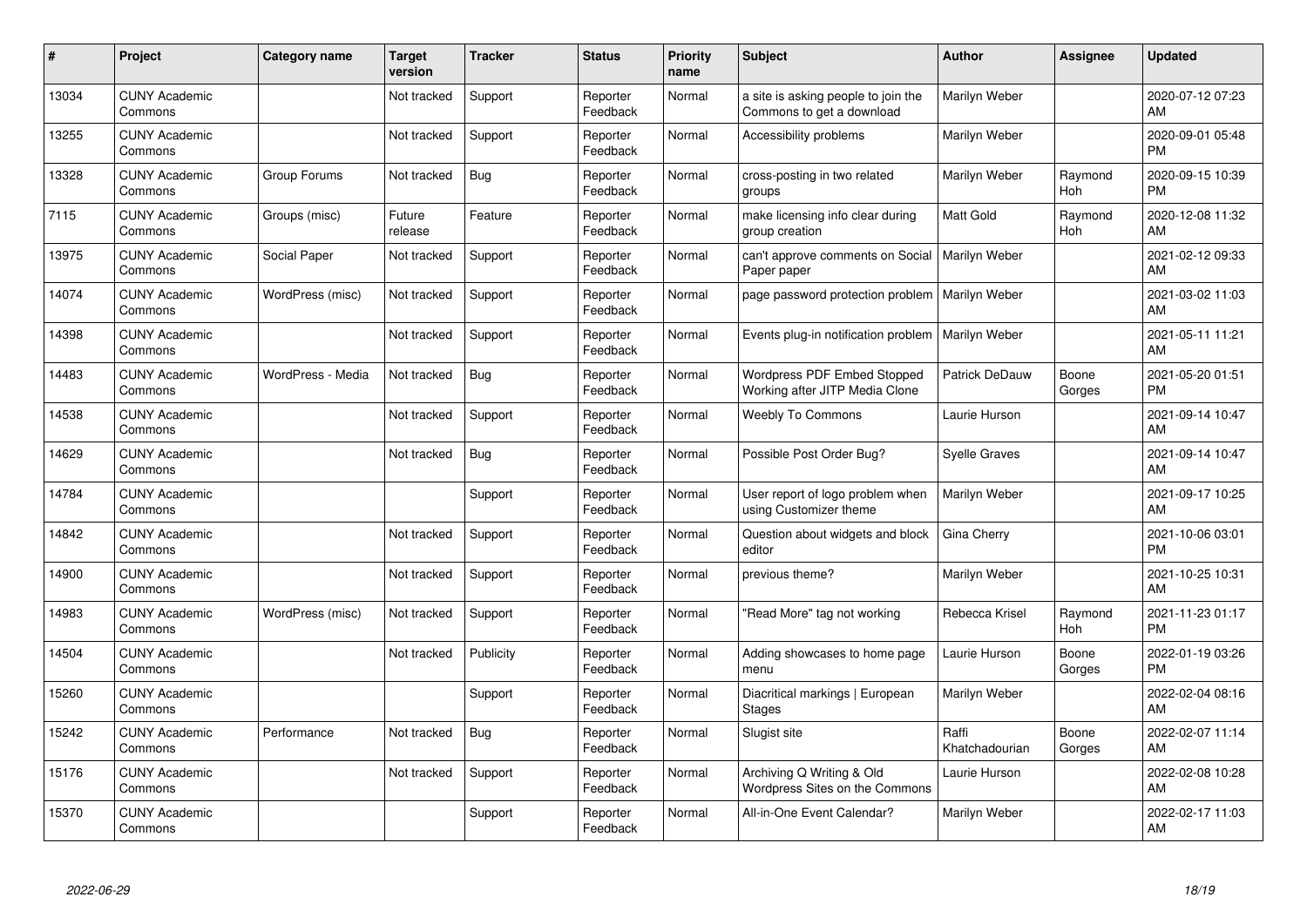| # | Project | Category name | Target version | Tracker | Status | Priority name | Subject | Author | Assignee | Updated |
|---|---|---|---|---|---|---|---|---|---|---|
| 13034 | CUNY Academic Commons | | Not tracked | Support | Reporter Feedback | Normal | a site is asking people to join the Commons to get a download | Marilyn Weber | | 2020-07-12 07:23 AM |
| 13255 | CUNY Academic Commons | | Not tracked | Support | Reporter Feedback | Normal | Accessibility problems | Marilyn Weber | | 2020-09-01 05:48 PM |
| 13328 | CUNY Academic Commons | Group Forums | Not tracked | Bug | Reporter Feedback | Normal | cross-posting in two related groups | Marilyn Weber | Raymond Hoh | 2020-09-15 10:39 PM |
| 7115 | CUNY Academic Commons | Groups (misc) | Future release | Feature | Reporter Feedback | Normal | make licensing info clear during group creation | Matt Gold | Raymond Hoh | 2020-12-08 11:32 AM |
| 13975 | CUNY Academic Commons | Social Paper | Not tracked | Support | Reporter Feedback | Normal | can't approve comments on Social Paper paper | Marilyn Weber | | 2021-02-12 09:33 AM |
| 14074 | CUNY Academic Commons | WordPress (misc) | Not tracked | Support | Reporter Feedback | Normal | page password protection problem | Marilyn Weber | | 2021-03-02 11:03 AM |
| 14398 | CUNY Academic Commons | | Not tracked | Support | Reporter Feedback | Normal | Events plug-in notification problem | Marilyn Weber | | 2021-05-11 11:21 AM |
| 14483 | CUNY Academic Commons | WordPress - Media | Not tracked | Bug | Reporter Feedback | Normal | Wordpress PDF Embed Stopped Working after JITP Media Clone | Patrick DeDauw | Boone Gorges | 2021-05-20 01:51 PM |
| 14538 | CUNY Academic Commons | | Not tracked | Support | Reporter Feedback | Normal | Weebly To Commons | Laurie Hurson | | 2021-09-14 10:47 AM |
| 14629 | CUNY Academic Commons | | Not tracked | Bug | Reporter Feedback | Normal | Possible Post Order Bug? | Syelle Graves | | 2021-09-14 10:47 AM |
| 14784 | CUNY Academic Commons | | | Support | Reporter Feedback | Normal | User report of logo problem when using Customizer theme | Marilyn Weber | | 2021-09-17 10:25 AM |
| 14842 | CUNY Academic Commons | | Not tracked | Support | Reporter Feedback | Normal | Question about widgets and block editor | Gina Cherry | | 2021-10-06 03:01 PM |
| 14900 | CUNY Academic Commons | | Not tracked | Support | Reporter Feedback | Normal | previous theme? | Marilyn Weber | | 2021-10-25 10:31 AM |
| 14983 | CUNY Academic Commons | WordPress (misc) | Not tracked | Support | Reporter Feedback | Normal | "Read More" tag not working | Rebecca Krisel | Raymond Hoh | 2021-11-23 01:17 PM |
| 14504 | CUNY Academic Commons | | Not tracked | Publicity | Reporter Feedback | Normal | Adding showcases to home page menu | Laurie Hurson | Boone Gorges | 2022-01-19 03:26 PM |
| 15260 | CUNY Academic Commons | | | Support | Reporter Feedback | Normal | Diacritical markings \| European Stages | Marilyn Weber | | 2022-02-04 08:16 AM |
| 15242 | CUNY Academic Commons | Performance | Not tracked | Bug | Reporter Feedback | Normal | Slugist site | Raffi Khatchadourian | Boone Gorges | 2022-02-07 11:14 AM |
| 15176 | CUNY Academic Commons | | Not tracked | Support | Reporter Feedback | Normal | Archiving Q Writing & Old Wordpress Sites on the Commons | Laurie Hurson | | 2022-02-08 10:28 AM |
| 15370 | CUNY Academic Commons | | | Support | Reporter Feedback | Normal | All-in-One Event Calendar? | Marilyn Weber | | 2022-02-17 11:03 AM |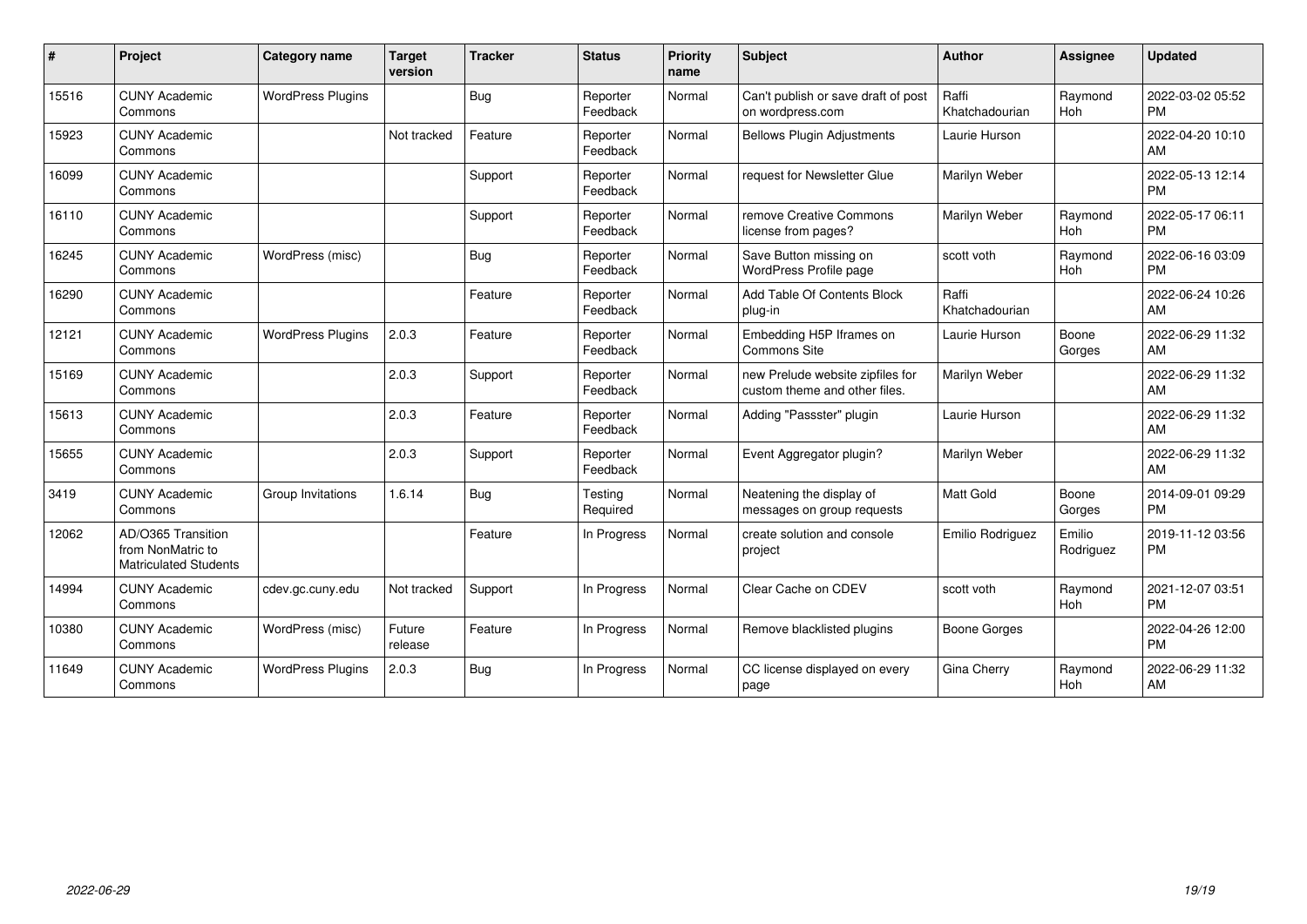| # | Project | Category name | Target version | Tracker | Status | Priority name | Subject | Author | Assignee | Updated |
|---|---|---|---|---|---|---|---|---|---|---|
| 15516 | CUNY Academic Commons | WordPress Plugins | | Bug | Reporter Feedback | Normal | Can't publish or save draft of post on wordpress.com | Raffi Khatchadourian | Raymond Hoh | 2022-03-02 05:52 PM |
| 15923 | CUNY Academic Commons | | Not tracked | Feature | Reporter Feedback | Normal | Bellows Plugin Adjustments | Laurie Hurson | | 2022-04-20 10:10 AM |
| 16099 | CUNY Academic Commons | | | Support | Reporter Feedback | Normal | request for Newsletter Glue | Marilyn Weber | | 2022-05-13 12:14 PM |
| 16110 | CUNY Academic Commons | | | Support | Reporter Feedback | Normal | remove Creative Commons license from pages? | Marilyn Weber | Raymond Hoh | 2022-05-17 06:11 PM |
| 16245 | CUNY Academic Commons | WordPress (misc) | | Bug | Reporter Feedback | Normal | Save Button missing on WordPress Profile page | scott voth | Raymond Hoh | 2022-06-16 03:09 PM |
| 16290 | CUNY Academic Commons | | | Feature | Reporter Feedback | Normal | Add Table Of Contents Block plug-in | Raffi Khatchadourian | | 2022-06-24 10:26 AM |
| 12121 | CUNY Academic Commons | WordPress Plugins | 2.0.3 | Feature | Reporter Feedback | Normal | Embedding H5P Iframes on Commons Site | Laurie Hurson | Boone Gorges | 2022-06-29 11:32 AM |
| 15169 | CUNY Academic Commons | | 2.0.3 | Support | Reporter Feedback | Normal | new Prelude website zipfiles for custom theme and other files. | Marilyn Weber | | 2022-06-29 11:32 AM |
| 15613 | CUNY Academic Commons | | 2.0.3 | Feature | Reporter Feedback | Normal | Adding "Passster" plugin | Laurie Hurson | | 2022-06-29 11:32 AM |
| 15655 | CUNY Academic Commons | | 2.0.3 | Support | Reporter Feedback | Normal | Event Aggregator plugin? | Marilyn Weber | | 2022-06-29 11:32 AM |
| 3419 | CUNY Academic Commons | Group Invitations | 1.6.14 | Bug | Testing Required | Normal | Neatening the display of messages on group requests | Matt Gold | Boone Gorges | 2014-09-01 09:29 PM |
| 12062 | AD/O365 Transition from NonMatric to Matriculated Students | | | Feature | In Progress | Normal | create solution and console project | Emilio Rodriguez | Emilio Rodriguez | 2019-11-12 03:56 PM |
| 14994 | CUNY Academic Commons | cdev.gc.cuny.edu | Not tracked | Support | In Progress | Normal | Clear Cache on CDEV | scott voth | Raymond Hoh | 2021-12-07 03:51 PM |
| 10380 | CUNY Academic Commons | WordPress (misc) | Future release | Feature | In Progress | Normal | Remove blacklisted plugins | Boone Gorges | | 2022-04-26 12:00 PM |
| 11649 | CUNY Academic Commons | WordPress Plugins | 2.0.3 | Bug | In Progress | Normal | CC license displayed on every page | Gina Cherry | Raymond Hoh | 2022-06-29 11:32 AM |